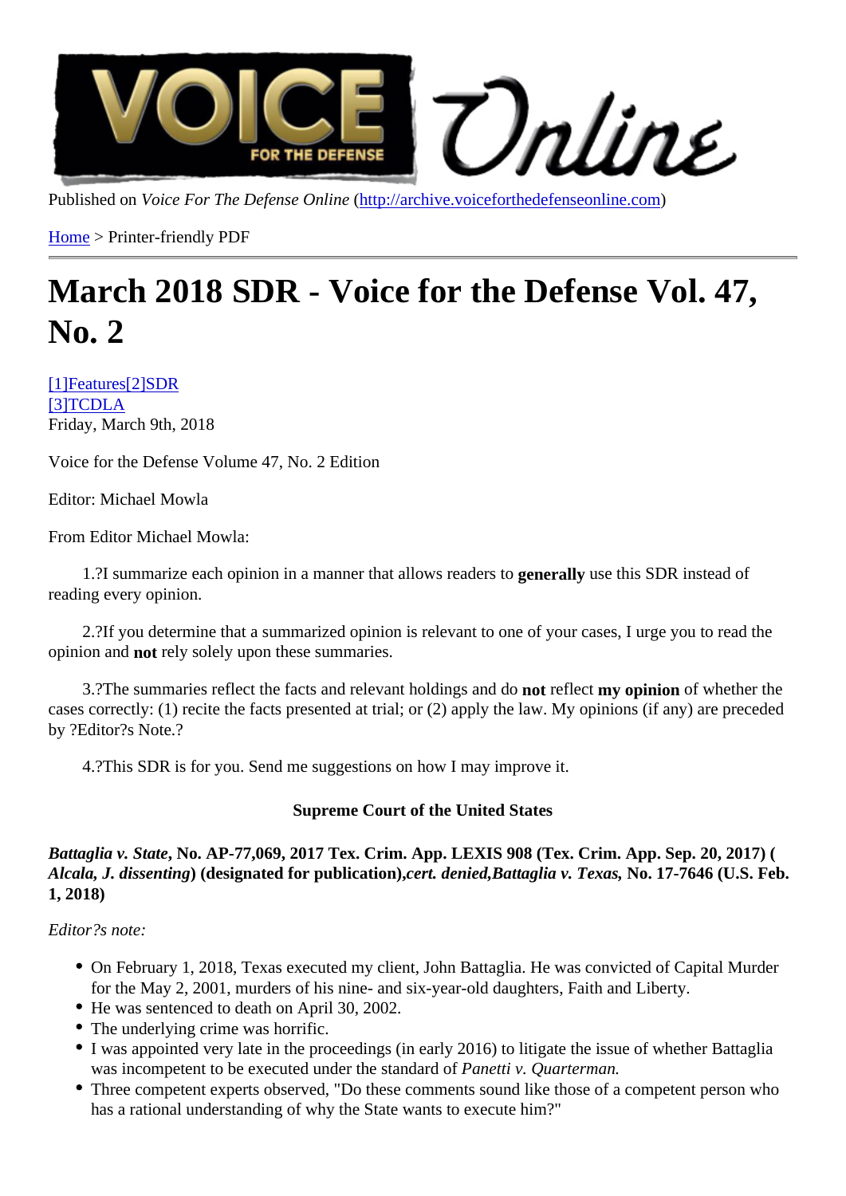Published on *Voice For The Defense Online* (http://archive.voiceforthedefenseonline.com)

Home > Printer-friendly PDF

# March 2018 SDR - Voice for the Defense Vol. 47, No. 2

[1]Features[2]SDR
[3]TCDLA
Friday, March 9th, 2018

Voice for the Defense Volume 47, No. 2 Edition

Editor: Michael Mowla

From Editor Michael Mowla:

1.?I summarize each opinion in a manner that allows readers to **generally** use this SDR instead of reading every opinion.

2.?If you determine that a summarized opinion is relevant to one of your cases, I urge you to read the opinion and **not** rely solely upon these summaries.

3.?The summaries reflect the facts and relevant holdings and do **not** reflect **my opinion** of whether the cases correctly: (1) recite the facts presented at trial; or (2) apply the law. My opinions (if any) are preceded by ?Editor?s Note.?

4.?This SDR is for you. Send me suggestions on how I may improve it.

**Supreme Court of the United States**

***Battaglia v. State*, No. AP-77,069, 2017 Tex. Crim. App. LEXIS 908 (Tex. Crim. App. Sep. 20, 2017) (*Alcala, J. dissenting*) (designated for publication),*cert. denied*,*Battaglia v. Texas*, No. 17-7646 (U.S. Feb. 1, 2018)**

*Editor?s note:*

- On February 1, 2018, Texas executed my client, John Battaglia. He was convicted of Capital Murder for the May 2, 2001, murders of his nine- and six-year-old daughters, Faith and Liberty.
- He was sentenced to death on April 30, 2002.
- The underlying crime was horrific.
- I was appointed very late in the proceedings (in early 2016) to litigate the issue of whether Battaglia was incompetent to be executed under the standard of *Panetti v. Quarterman.*
- Three competent experts observed, "Do these comments sound like those of a competent person who has a rational understanding of why the State wants to execute him?"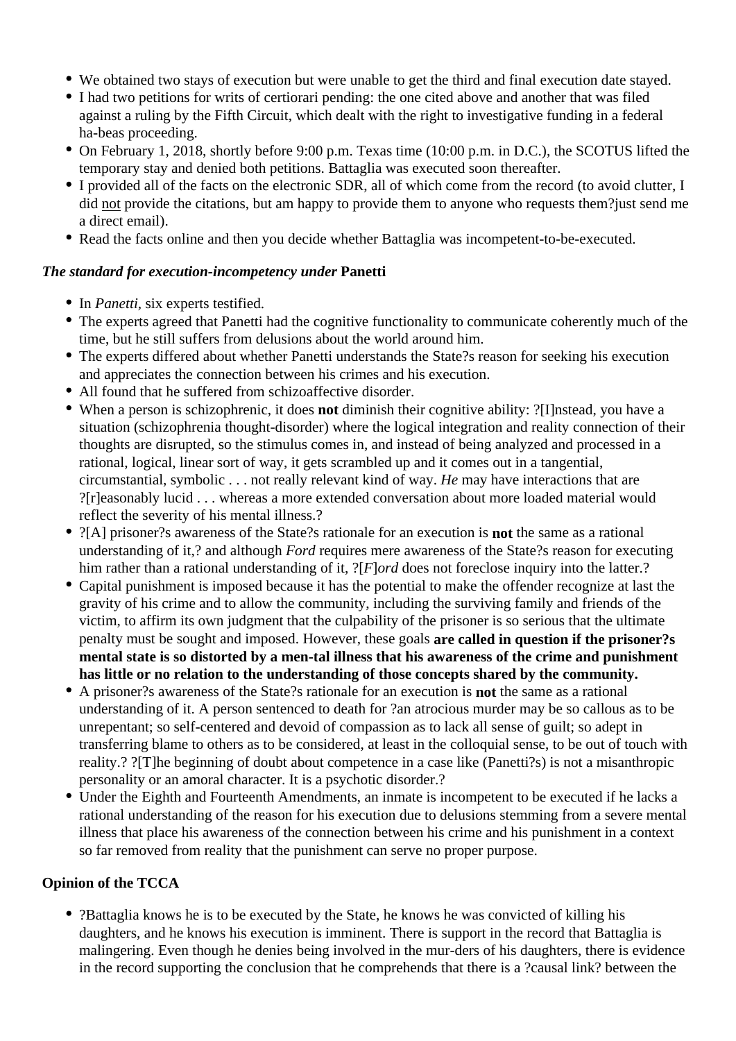- We obtained two stays of execution but were unable to get the third and final execution date stayed.
- I had two petitions for writs of certiorari pending: the one cited above and another that was filed against a ruling by the Fifth Circuit, which dealt with the right to investigative funding in a federal ha-beas proceeding.
- On February 1, 2018, shortly before 9:00 p.m. Texas time (10:00 p.m. in D.C.), the SCOTUS lifted the temporary stay and denied both petitions. Battaglia was executed soon thereafter.
- I provided all of the facts on the electronic SDR, all of which come from the record (to avoid clutter, I did not provide the citations, but am happy to provide them to anyone who requests them?just send me a direct email).
- Read the facts online and then you decide whether Battaglia was incompetent-to-be-executed.

### *The standard for execution-incompetency under* Panetti

- In *Panetti,* six experts testified.
- The experts agreed that Panetti had the cognitive functionality to communicate coherently much of the time, but he still suffers from delusions about the world around him.
- The experts differed about whether Panetti understands the State?s reason for seeking his execution and appreciates the connection between his crimes and his execution.
- All found that he suffered from schizoaffective disorder.
- When a person is schizophrenic, it does **not** diminish their cognitive ability: ?[I]nstead, you have a situation (schizophrenia thought-disorder) where the logical integration and reality connection of their thoughts are disrupted, so the stimulus comes in, and instead of being analyzed and processed in a rational, logical, linear sort of way, it gets scrambled up and it comes out in a tangential, circumstantial, symbolic . . . not really relevant kind of way. *He* may have interactions that are ?[r]easonably lucid . . . whereas a more extended conversation about more loaded material would reflect the severity of his mental illness.?
- ?[A] prisoner?s awareness of the State?s rationale for an execution is **not** the same as a rational understanding of it,? and although *Ford* requires mere awareness of the State?s reason for executing him rather than a rational understanding of it, ?[*F*]*ord* does not foreclose inquiry into the latter.?
- Capital punishment is imposed because it has the potential to make the offender recognize at last the gravity of his crime and to allow the community, including the surviving family and friends of the victim, to affirm its own judgment that the culpability of the prisoner is so serious that the ultimate penalty must be sought and imposed. However, these goals **are called in question if the prisoner?s mental state is so distorted by a men-tal illness that his awareness of the crime and punishment has little or no relation to the understanding of those concepts shared by the community.**
- A prisoner?s awareness of the State?s rationale for an execution is **not** the same as a rational understanding of it. A person sentenced to death for ?an atrocious murder may be so callous as to be unrepentant; so self-centered and devoid of compassion as to lack all sense of guilt; so adept in transferring blame to others as to be considered, at least in the colloquial sense, to be out of touch with reality.? ?[T]he beginning of doubt about competence in a case like (Panetti?s) is not a misanthropic personality or an amoral character. It is a psychotic disorder.?
- Under the Eighth and Fourteenth Amendments, an inmate is incompetent to be executed if he lacks a rational understanding of the reason for his execution due to delusions stemming from a severe mental illness that place his awareness of the connection between his crime and his punishment in a context so far removed from reality that the punishment can serve no proper purpose.

### Opinion of the TCCA

- ?Battaglia knows he is to be executed by the State, he knows he was convicted of killing his daughters, and he knows his execution is imminent. There is support in the record that Battaglia is malingering. Even though he denies being involved in the mur-ders of his daughters, there is evidence in the record supporting the conclusion that he comprehends that there is a ?causal link? between the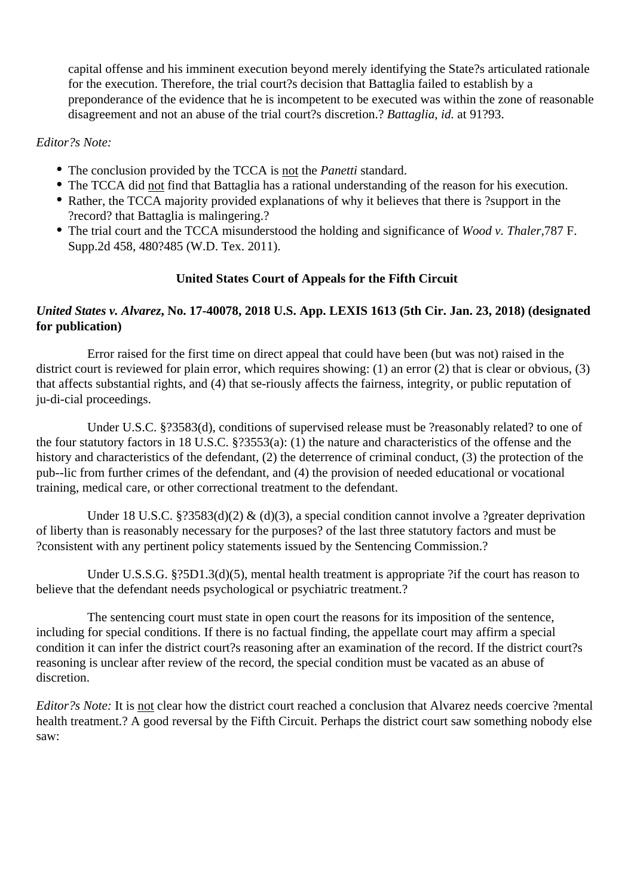capital offense and his imminent execution beyond merely identifying the State?s articulated rationale for the execution. Therefore, the trial court?s decision that Battaglia failed to establish by a preponderance of the evidence that he is incompetent to be executed was within the zone of reasonable disagreement and not an abuse of the trial court?s discretion.? *Battaglia, id.* at 91?93.

*Editor?s Note:*

- The conclusion provided by the TCCA is not the *Panetti* standard.
- The TCCA did not find that Battaglia has a rational understanding of the reason for his execution.
- Rather, the TCCA majority provided explanations of why it believes that there is ?support in the ?record? that Battaglia is malingering.?
- The trial court and the TCCA misunderstood the holding and significance of *Wood v. Thaler*,787 F. Supp.2d 458, 480?485 (W.D. Tex. 2011).

## United States Court of Appeals for the Fifth Circuit

***United States v. Alvarez*, No. 17-40078, 2018 U.S. App. LEXIS 1613 (5th Cir. Jan. 23, 2018) (designated for publication)**

Error raised for the first time on direct appeal that could have been (but was not) raised in the district court is reviewed for plain error, which requires showing: (1) an error (2) that is clear or obvious, (3) that affects substantial rights, and (4) that se-riously affects the fairness, integrity, or public reputation of ju-di-cial proceedings.

Under U.S.C. §?3583(d), conditions of supervised release must be ?reasonably related? to one of the four statutory factors in 18 U.S.C. §?3553(a): (1) the nature and characteristics of the offense and the history and characteristics of the defendant, (2) the deterrence of criminal conduct, (3) the protection of the pub--lic from further crimes of the defendant, and (4) the provision of needed educational or vocational training, medical care, or other correctional treatment to the defendant.

Under 18 U.S.C. §?3583(d)(2) & (d)(3), a special condition cannot involve a ?greater deprivation of liberty than is reasonably necessary for the purposes? of the last three statutory factors and must be ?consistent with any pertinent policy statements issued by the Sentencing Commission.?

Under U.S.S.G. §?5D1.3(d)(5), mental health treatment is appropriate ?if the court has reason to believe that the defendant needs psychological or psychiatric treatment.?

The sentencing court must state in open court the reasons for its imposition of the sentence, including for special conditions. If there is no factual finding, the appellate court may affirm a special condition it can infer the district court?s reasoning after an examination of the record. If the district court?s reasoning is unclear after review of the record, the special condition must be vacated as an abuse of discretion.

*Editor?s Note:* It is not clear how the district court reached a conclusion that Alvarez needs coercive ?mental health treatment.? A good reversal by the Fifth Circuit. Perhaps the district court saw something nobody else saw: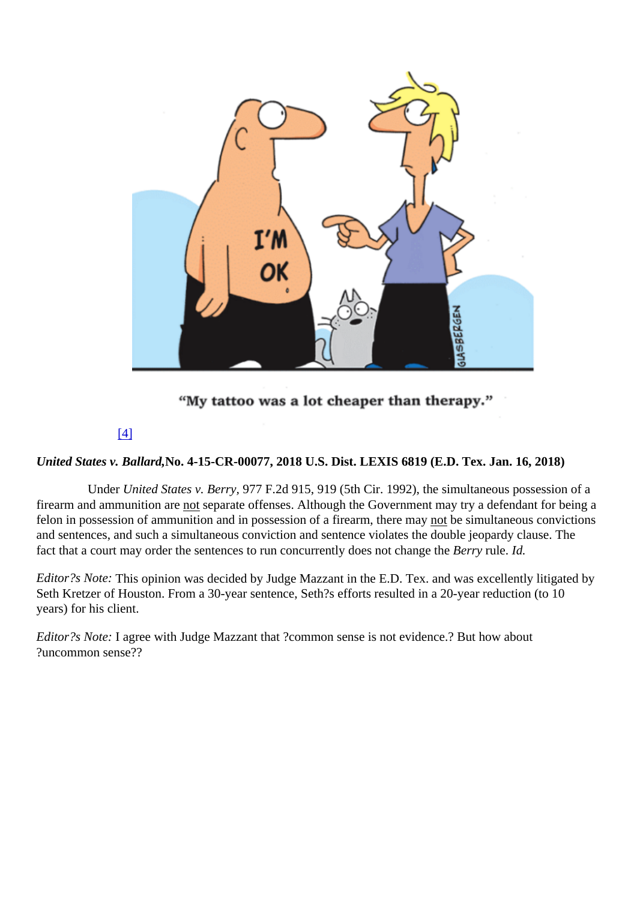"My tattoo was a lot cheaper than therapy."

[4]

***United States v. Ballard*, No. 4-15-CR-00077, 2018 U.S. Dist. LEXIS 6819 (E.D. Tex. Jan. 16, 2018)**

Under *United States v. Berry*, 977 F.2d 915, 919 (5th Cir. 1992), the simultaneous possession of a firearm and ammunition are not separate offenses. Although the Government may try a defendant for being a felon in possession of ammunition and in possession of a firearm, there may not be simultaneous convictions and sentences, and such a simultaneous conviction and sentence violates the double jeopardy clause. The fact that a court may order the sentences to run concurrently does not change the *Berry* rule. *Id.*

*Editor?s Note:* This opinion was decided by Judge Mazzant in the E.D. Tex. and was excellently litigated by Seth Kretzer of Houston. From a 30-year sentence, Seth?s efforts resulted in a 20-year reduction (to 10 years) for his client.

*Editor?s Note:* I agree with Judge Mazzant that ?common sense is not evidence.? But how about ?uncommon sense??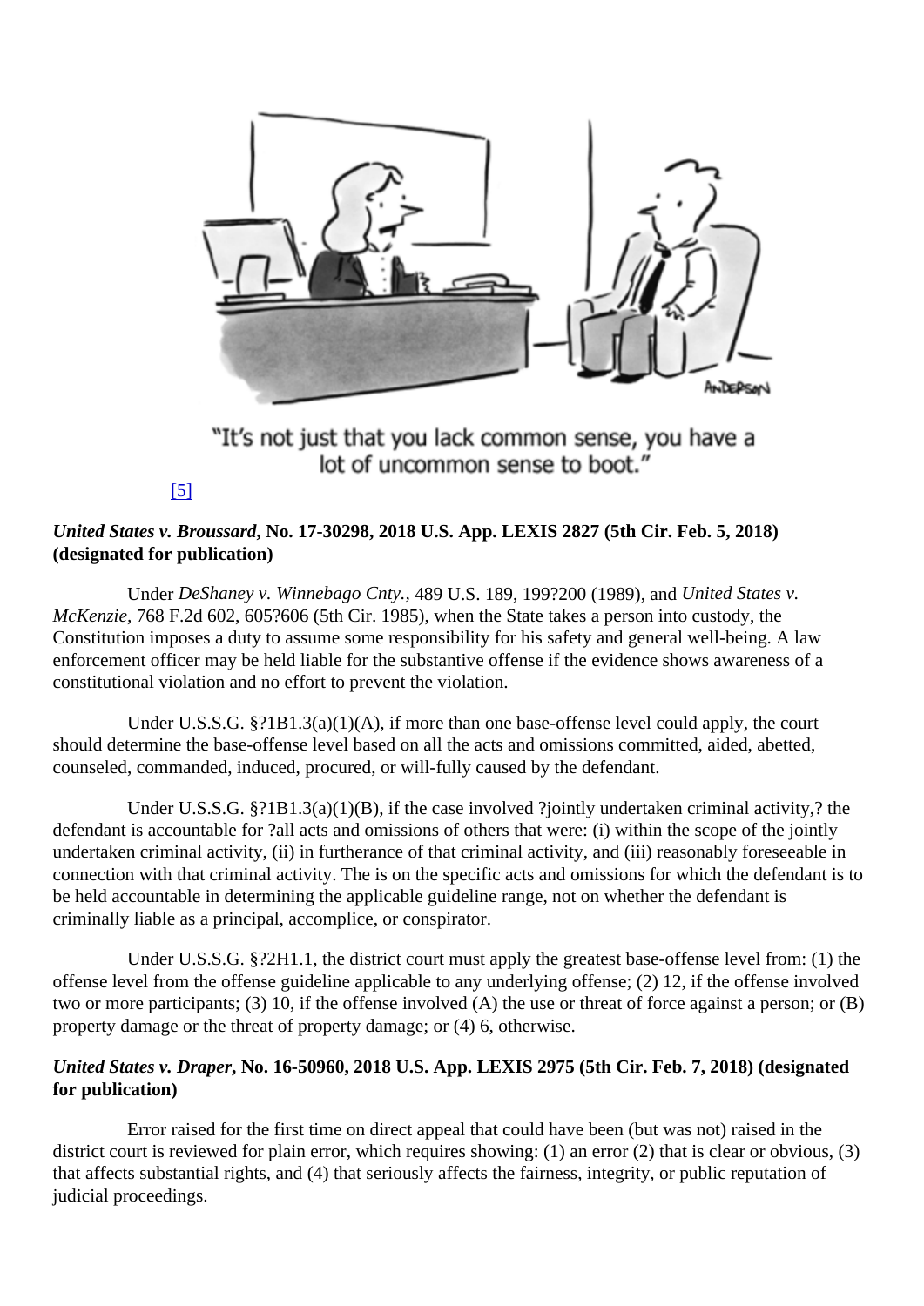"It's not just that you lack common sense, you have a lot of uncommon sense to boot."

[5]

***United States v. Broussard*, No. 17-30298, 2018 U.S. App. LEXIS 2827 (5th Cir. Feb. 5, 2018) (designated for publication)**

Under *DeShaney v. Winnebago Cnty.*, 489 U.S. 189, 199?200 (1989), and *United States v. McKenzie*, 768 F.2d 602, 605?606 (5th Cir. 1985), when the State takes a person into custody, the Constitution imposes a duty to assume some responsibility for his safety and general well-being. A law enforcement officer may be held liable for the substantive offense if the evidence shows awareness of a constitutional violation and no effort to prevent the violation.

Under U.S.S.G. §?1B1.3(a)(1)(A), if more than one base-offense level could apply, the court should determine the base-offense level based on all the acts and omissions committed, aided, abetted, counseled, commanded, induced, procured, or will-fully caused by the defendant.

Under U.S.S.G. §?1B1.3(a)(1)(B), if the case involved ?jointly undertaken criminal activity,? the defendant is accountable for ?all acts and omissions of others that were: (i) within the scope of the jointly undertaken criminal activity, (ii) in furtherance of that criminal activity, and (iii) reasonably foreseeable in connection with that criminal activity. The is on the specific acts and omissions for which the defendant is to be held accountable in determining the applicable guideline range, not on whether the defendant is criminally liable as a principal, accomplice, or conspirator.

Under U.S.S.G. §?2H1.1, the district court must apply the greatest base-offense level from: (1) the offense level from the offense guideline applicable to any underlying offense; (2) 12, if the offense involved two or more participants; (3) 10, if the offense involved (A) the use or threat of force against a person; or (B) property damage or the threat of property damage; or (4) 6, otherwise.

***United States v. Draper*, No. 16-50960, 2018 U.S. App. LEXIS 2975 (5th Cir. Feb. 7, 2018) (designated for publication)**

Error raised for the first time on direct appeal that could have been (but was not) raised in the district court is reviewed for plain error, which requires showing: (1) an error (2) that is clear or obvious, (3) that affects substantial rights, and (4) that seriously affects the fairness, integrity, or public reputation of judicial proceedings.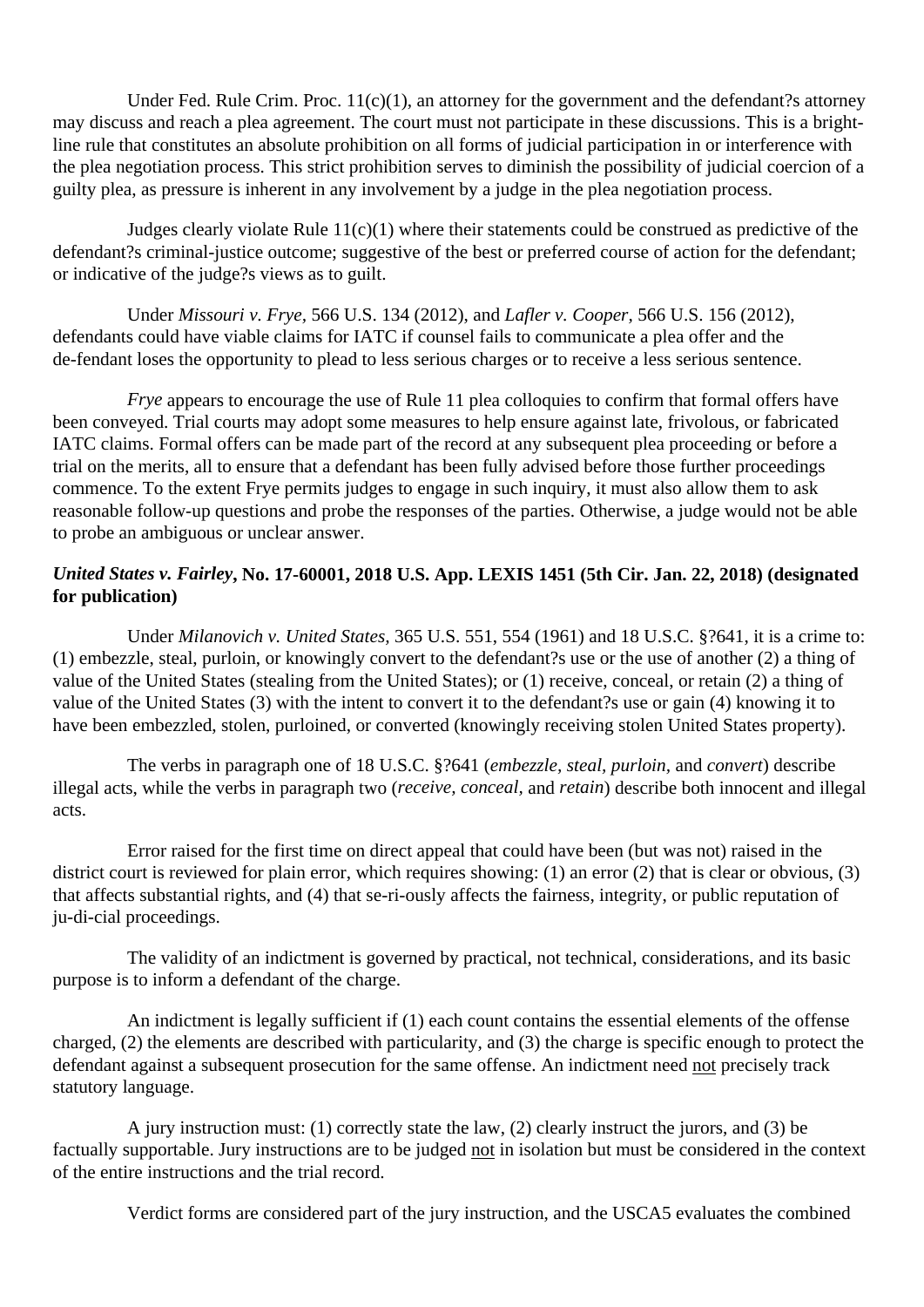Under Fed. Rule Crim. Proc. 11(c)(1), an attorney for the government and the defendant?s attorney may discuss and reach a plea agreement. The court must not participate in these discussions. This is a bright-line rule that constitutes an absolute prohibition on all forms of judicial participation in or interference with the plea negotiation process. This strict prohibition serves to diminish the possibility of judicial coercion of a guilty plea, as pressure is inherent in any involvement by a judge in the plea negotiation process.

Judges clearly violate Rule 11(c)(1) where their statements could be construed as predictive of the defendant?s criminal-justice outcome; suggestive of the best or preferred course of action for the defendant; or indicative of the judge?s views as to guilt.

Under *Missouri v. Frye*, 566 U.S. 134 (2012), and *Lafler v. Cooper*, 566 U.S. 156 (2012), defendants could have viable claims for IATC if counsel fails to communicate a plea offer and the de-fendant loses the opportunity to plead to less serious charges or to receive a less serious sentence.

*Frye* appears to encourage the use of Rule 11 plea colloquies to confirm that formal offers have been conveyed. Trial courts may adopt some measures to help ensure against late, frivolous, or fabricated IATC claims. Formal offers can be made part of the record at any subsequent plea proceeding or before a trial on the merits, all to ensure that a defendant has been fully advised before those further proceedings commence. To the extent Frye permits judges to engage in such inquiry, it must also allow them to ask reasonable follow-up questions and probe the responses of the parties. Otherwise, a judge would not be able to probe an ambiguous or unclear answer.

***United States v. Fairley*, No. 17-60001, 2018 U.S. App. LEXIS 1451 (5th Cir. Jan. 22, 2018) (designated for publication)**

Under *Milanovich v. United States*, 365 U.S. 551, 554 (1961) and 18 U.S.C. §?641, it is a crime to: (1) embezzle, steal, purloin, or knowingly convert to the defendant?s use or the use of another (2) a thing of value of the United States (stealing from the United States); or (1) receive, conceal, or retain (2) a thing of value of the United States (3) with the intent to convert it to the defendant?s use or gain (4) knowing it to have been embezzled, stolen, purloined, or converted (knowingly receiving stolen United States property).

The verbs in paragraph one of 18 U.S.C. §?641 (*embezzle, steal, purloin*, and *convert*) describe illegal acts, while the verbs in paragraph two (*receive, conceal,* and *retain*) describe both innocent and illegal acts.

Error raised for the first time on direct appeal that could have been (but was not) raised in the district court is reviewed for plain error, which requires showing: (1) an error (2) that is clear or obvious, (3) that affects substantial rights, and (4) that se-ri-ously affects the fairness, integrity, or public reputation of ju-di-cial proceedings.

The validity of an indictment is governed by practical, not technical, considerations, and its basic purpose is to inform a defendant of the charge.

An indictment is legally sufficient if (1) each count contains the essential elements of the offense charged, (2) the elements are described with particularity, and (3) the charge is specific enough to protect the defendant against a subsequent prosecution for the same offense. An indictment need not precisely track statutory language.

A jury instruction must: (1) correctly state the law, (2) clearly instruct the jurors, and (3) be factually supportable. Jury instructions are to be judged not in isolation but must be considered in the context of the entire instructions and the trial record.

Verdict forms are considered part of the jury instruction, and the USCA5 evaluates the combined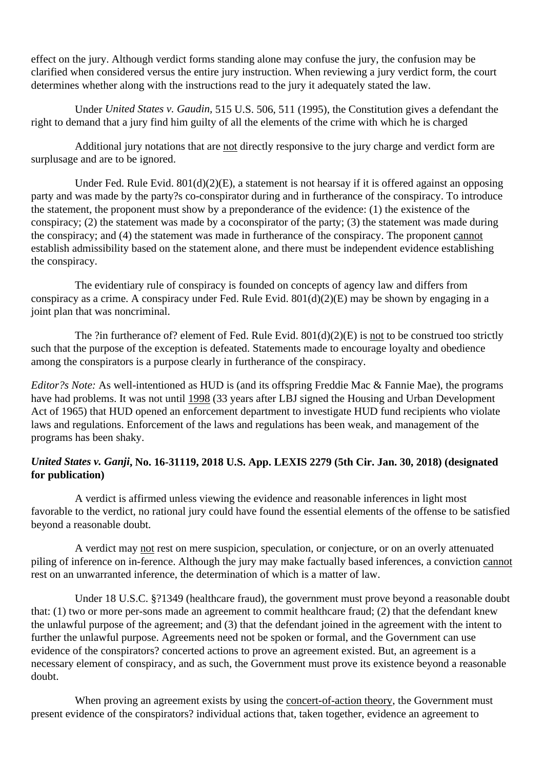effect on the jury. Although verdict forms standing alone may confuse the jury, the confusion may be clarified when considered versus the entire jury instruction. When reviewing a jury verdict form, the court determines whether along with the instructions read to the jury it adequately stated the law.

Under *United States v. Gaudin,* 515 U.S. 506, 511 (1995), the Constitution gives a defendant the right to demand that a jury find him guilty of all the elements of the crime with which he is charged

Additional jury notations that are <u>not</u> directly responsive to the jury charge and verdict form are surplusage and are to be ignored.

Under Fed. Rule Evid. 801(d)(2)(E), a statement is not hearsay if it is offered against an opposing party and was made by the party?s co-conspirator during and in furtherance of the conspiracy. To introduce the statement, the proponent must show by a preponderance of the evidence: (1) the existence of the conspiracy; (2) the statement was made by a coconspirator of the party; (3) the statement was made during the conspiracy; and (4) the statement was made in furtherance of the conspiracy. The proponent <u>cannot</u> establish admissibility based on the statement alone, and there must be independent evidence establishing the conspiracy.

The evidentiary rule of conspiracy is founded on concepts of agency law and differs from conspiracy as a crime. A conspiracy under Fed. Rule Evid. 801(d)(2)(E) may be shown by engaging in a joint plan that was noncriminal.

The ?in furtherance of? element of Fed. Rule Evid. 801(d)(2)(E) is <u>not</u> to be construed too strictly such that the purpose of the exception is defeated. Statements made to encourage loyalty and obedience among the conspirators is a purpose clearly in furtherance of the conspiracy.

*Editor?s Note:* As well-intentioned as HUD is (and its offspring Freddie Mac & Fannie Mae), the programs have had problems. It was not until <u>1998</u> (33 years after LBJ signed the Housing and Urban Development Act of 1965) that HUD opened an enforcement department to investigate HUD fund recipients who violate laws and regulations. Enforcement of the laws and regulations has been weak, and management of the programs has been shaky.

***United States v. Ganji*, No. 16-31119, 2018 U.S. App. LEXIS 2279 (5th Cir. Jan. 30, 2018) (designated for publication)**

A verdict is affirmed unless viewing the evidence and reasonable inferences in light most favorable to the verdict, no rational jury could have found the essential elements of the offense to be satisfied beyond a reasonable doubt.

A verdict may <u>not</u> rest on mere suspicion, speculation, or conjecture, or on an overly attenuated piling of inference on in-ference. Although the jury may make factually based inferences, a conviction <u>cannot</u> rest on an unwarranted inference, the determination of which is a matter of law.

Under 18 U.S.C. §?1349 (healthcare fraud), the government must prove beyond a reasonable doubt that: (1) two or more per-sons made an agreement to commit healthcare fraud; (2) that the defendant knew the unlawful purpose of the agreement; and (3) that the defendant joined in the agreement with the intent to further the unlawful purpose. Agreements need not be spoken or formal, and the Government can use evidence of the conspirators? concerted actions to prove an agreement existed. But, an agreement is a necessary element of conspiracy, and as such, the Government must prove its existence beyond a reasonable doubt.

When proving an agreement exists by using the <u>concert-of-action theory</u>, the Government must present evidence of the conspirators? individual actions that, taken together, evidence an agreement to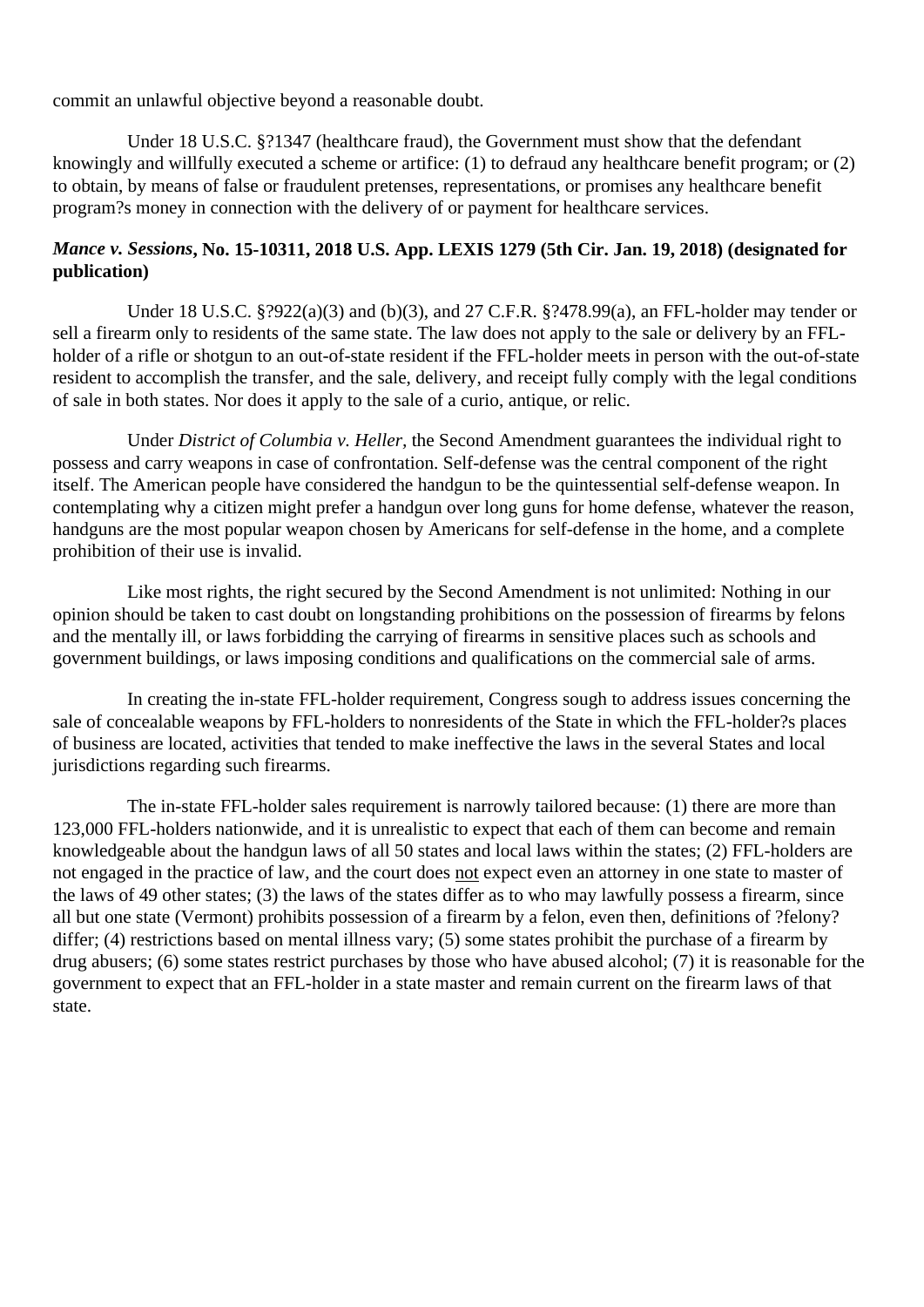commit an unlawful objective beyond a reasonable doubt.

Under 18 U.S.C. §?1347 (healthcare fraud), the Government must show that the defendant knowingly and willfully executed a scheme or artifice: (1) to defraud any healthcare benefit program; or (2) to obtain, by means of false or fraudulent pretenses, representations, or promises any healthcare benefit program?s money in connection with the delivery of or payment for healthcare services.

***Mance v. Sessions*, No. 15-10311, 2018 U.S. App. LEXIS 1279 (5th Cir. Jan. 19, 2018) (designated for publication)**

Under 18 U.S.C. §?922(a)(3) and (b)(3), and 27 C.F.R. §?478.99(a), an FFL-holder may tender or sell a firearm only to residents of the same state. The law does not apply to the sale or delivery by an FFL-holder of a rifle or shotgun to an out-of-state resident if the FFL-holder meets in person with the out-of-state resident to accomplish the transfer, and the sale, delivery, and receipt fully comply with the legal conditions of sale in both states. Nor does it apply to the sale of a curio, antique, or relic.

Under *District of Columbia v. Heller,* the Second Amendment guarantees the individual right to possess and carry weapons in case of confrontation. Self-defense was the central component of the right itself. The American people have considered the handgun to be the quintessential self-defense weapon. In contemplating why a citizen might prefer a handgun over long guns for home defense, whatever the reason, handguns are the most popular weapon chosen by Americans for self-defense in the home, and a complete prohibition of their use is invalid.

Like most rights, the right secured by the Second Amendment is not unlimited: Nothing in our opinion should be taken to cast doubt on longstanding prohibitions on the possession of firearms by felons and the mentally ill, or laws forbidding the carrying of firearms in sensitive places such as schools and government buildings, or laws imposing conditions and qualifications on the commercial sale of arms.

In creating the in-state FFL-holder requirement, Congress sough to address issues concerning the sale of concealable weapons by FFL-holders to nonresidents of the State in which the FFL-holder?s places of business are located, activities that tended to make ineffective the laws in the several States and local jurisdictions regarding such firearms.

The in-state FFL-holder sales requirement is narrowly tailored because: (1) there are more than 123,000 FFL-holders nationwide, and it is unrealistic to expect that each of them can become and remain knowledgeable about the handgun laws of all 50 states and local laws within the states; (2) FFL-holders are not engaged in the practice of law, and the court does <u>not</u> expect even an attorney in one state to master of the laws of 49 other states; (3) the laws of the states differ as to who may lawfully possess a firearm, since all but one state (Vermont) prohibits possession of a firearm by a felon, even then, definitions of ?felony? differ; (4) restrictions based on mental illness vary; (5) some states prohibit the purchase of a firearm by drug abusers; (6) some states restrict purchases by those who have abused alcohol; (7) it is reasonable for the government to expect that an FFL-holder in a state master and remain current on the firearm laws of that state.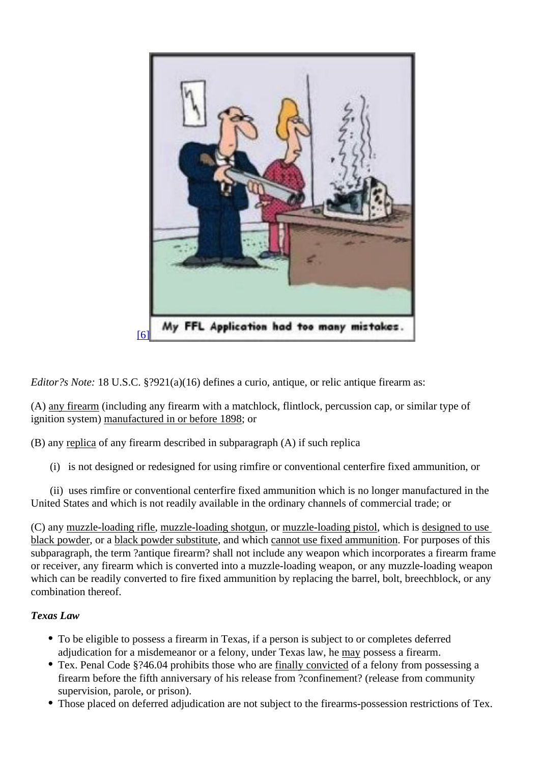[6]

*Editor?s Note:* 18 U.S.C. §?921(a)(16) defines a curio, antique, or relic antique firearm as:

(A) any firearm (including any firearm with a matchlock, flintlock, percussion cap, or similar type of ignition system) manufactured in or before 1898; or

(B) any replica of any firearm described in subparagraph (A) if such replica

(i) is not designed or redesigned for using rimfire or conventional centerfire fixed ammunition, or

(ii) uses rimfire or conventional centerfire fixed ammunition which is no longer manufactured in the United States and which is not readily available in the ordinary channels of commercial trade; or

(C) any muzzle-loading rifle, muzzle-loading shotgun, or muzzle-loading pistol, which is designed to use black powder, or a black powder substitute, and which cannot use fixed ammunition. For purposes of this subparagraph, the term ?antique firearm? shall not include any weapon which incorporates a firearm frame or receiver, any firearm which is converted into a muzzle-loading weapon, or any muzzle-loading weapon which can be readily converted to fire fixed ammunition by replacing the barrel, bolt, breechblock, or any combination thereof.

*Texas Law*

- To be eligible to possess a firearm in Texas, if a person is subject to or completes deferred adjudication for a misdemeanor or a felony, under Texas law, he may possess a firearm.
- Tex. Penal Code §?46.04 prohibits those who are finally convicted of a felony from possessing a firearm before the fifth anniversary of his release from ?confinement? (release from community supervision, parole, or prison).
- Those placed on deferred adjudication are not subject to the firearms-possession restrictions of Tex.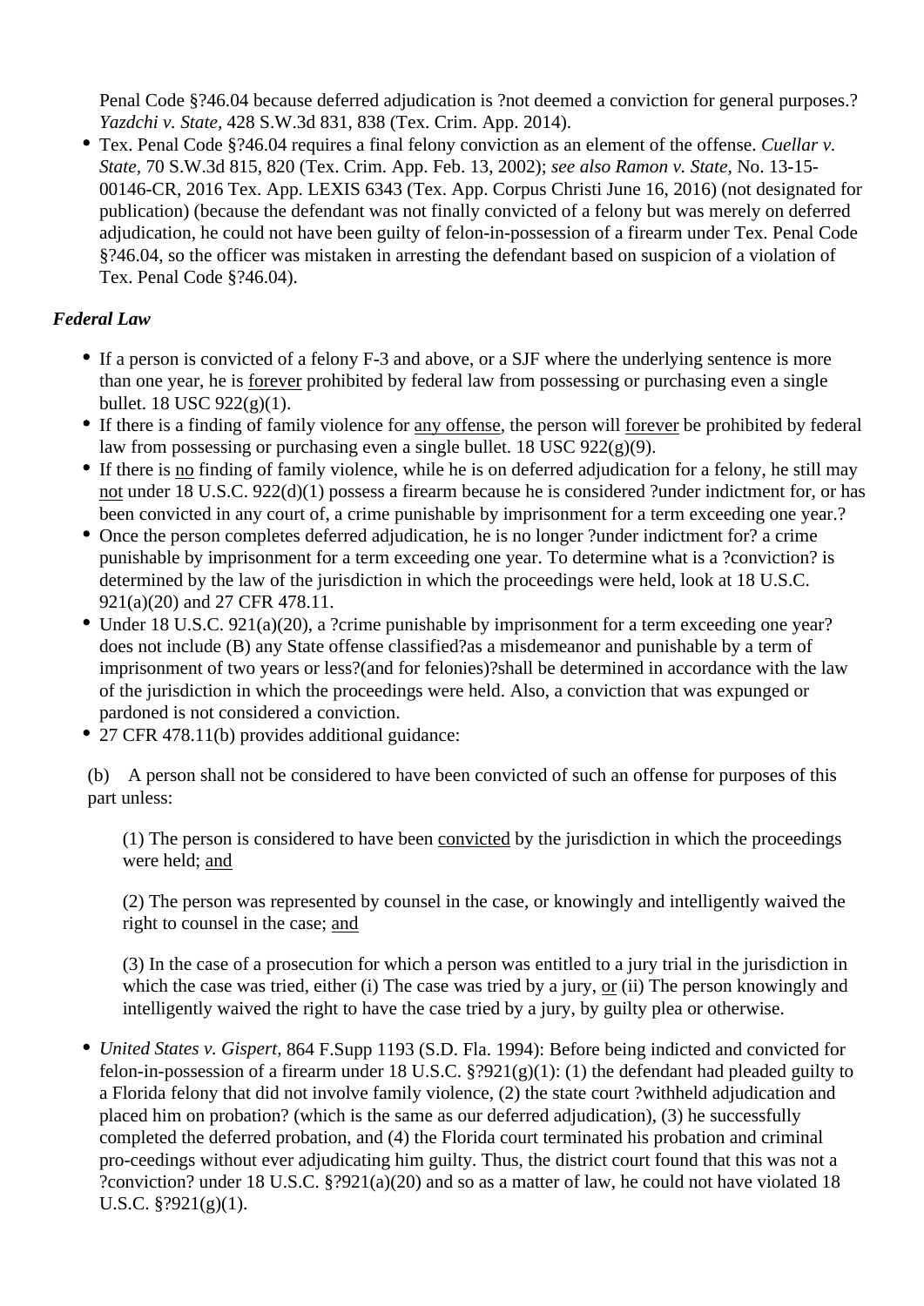Penal Code §?46.04 because deferred adjudication is ?not deemed a conviction for general purposes.? *Yazdchi v. State*, 428 S.W.3d 831, 838 (Tex. Crim. App. 2014).

- Tex. Penal Code §?46.04 requires a final felony conviction as an element of the offense. *Cuellar v. State*, 70 S.W.3d 815, 820 (Tex. Crim. App. Feb. 13, 2002); *see also Ramon v. State*, No. 13-15-00146-CR, 2016 Tex. App. LEXIS 6343 (Tex. App. Corpus Christi June 16, 2016) (not designated for publication) (because the defendant was not finally convicted of a felony but was merely on deferred adjudication, he could not have been guilty of felon-in-possession of a firearm under Tex. Penal Code §?46.04, so the officer was mistaken in arresting the defendant based on suspicion of a violation of Tex. Penal Code §?46.04).

***Federal Law***

- If a person is convicted of a felony F-3 and above, or a SJF where the underlying sentence is more than one year, he is <u>forever</u> prohibited by federal law from possessing or purchasing even a single bullet. 18 USC 922(g)(1).
- If there is a finding of family violence for <u>any offense</u>, the person will <u>forever</u> be prohibited by federal law from possessing or purchasing even a single bullet. 18 USC 922(g)(9).
- If there is <u>no</u> finding of family violence, while he is on deferred adjudication for a felony, he still may <u>not</u> under 18 U.S.C. 922(d)(1) possess a firearm because he is considered ?under indictment for, or has been convicted in any court of, a crime punishable by imprisonment for a term exceeding one year.?
- Once the person completes deferred adjudication, he is no longer ?under indictment for? a crime punishable by imprisonment for a term exceeding one year. To determine what is a ?conviction? is determined by the law of the jurisdiction in which the proceedings were held, look at 18 U.S.C. 921(a)(20) and 27 CFR 478.11.
- Under 18 U.S.C. 921(a)(20), a ?crime punishable by imprisonment for a term exceeding one year? does not include (B) any State offense classified?as a misdemeanor and punishable by a term of imprisonment of two years or less?(and for felonies)?shall be determined in accordance with the law of the jurisdiction in which the proceedings were held. Also, a conviction that was expunged or pardoned is not considered a conviction.
- 27 CFR 478.11(b) provides additional guidance:

(b) A person shall not be considered to have been convicted of such an offense for purposes of this part unless:

> (1) The person is considered to have been <u>convicted</u> by the jurisdiction in which the proceedings were held; <u>and</u>
>
> (2) The person was represented by counsel in the case, or knowingly and intelligently waived the right to counsel in the case; <u>and</u>
>
> (3) In the case of a prosecution for which a person was entitled to a jury trial in the jurisdiction in which the case was tried, either (i) The case was tried by a jury, <u>or</u> (ii) The person knowingly and intelligently waived the right to have the case tried by a jury, by guilty plea or otherwise.

- *United States v. Gispert*, 864 F.Supp 1193 (S.D. Fla. 1994): Before being indicted and convicted for felon-in-possession of a firearm under 18 U.S.C. §?921(g)(1): (1) the defendant had pleaded guilty to a Florida felony that did not involve family violence, (2) the state court ?withheld adjudication and placed him on probation? (which is the same as our deferred adjudication), (3) he successfully completed the deferred probation, and (4) the Florida court terminated his probation and criminal pro-ceedings without ever adjudicating him guilty. Thus, the district court found that this was not a ?conviction? under 18 U.S.C. §?921(a)(20) and so as a matter of law, he could not have violated 18 U.S.C. §?921(g)(1).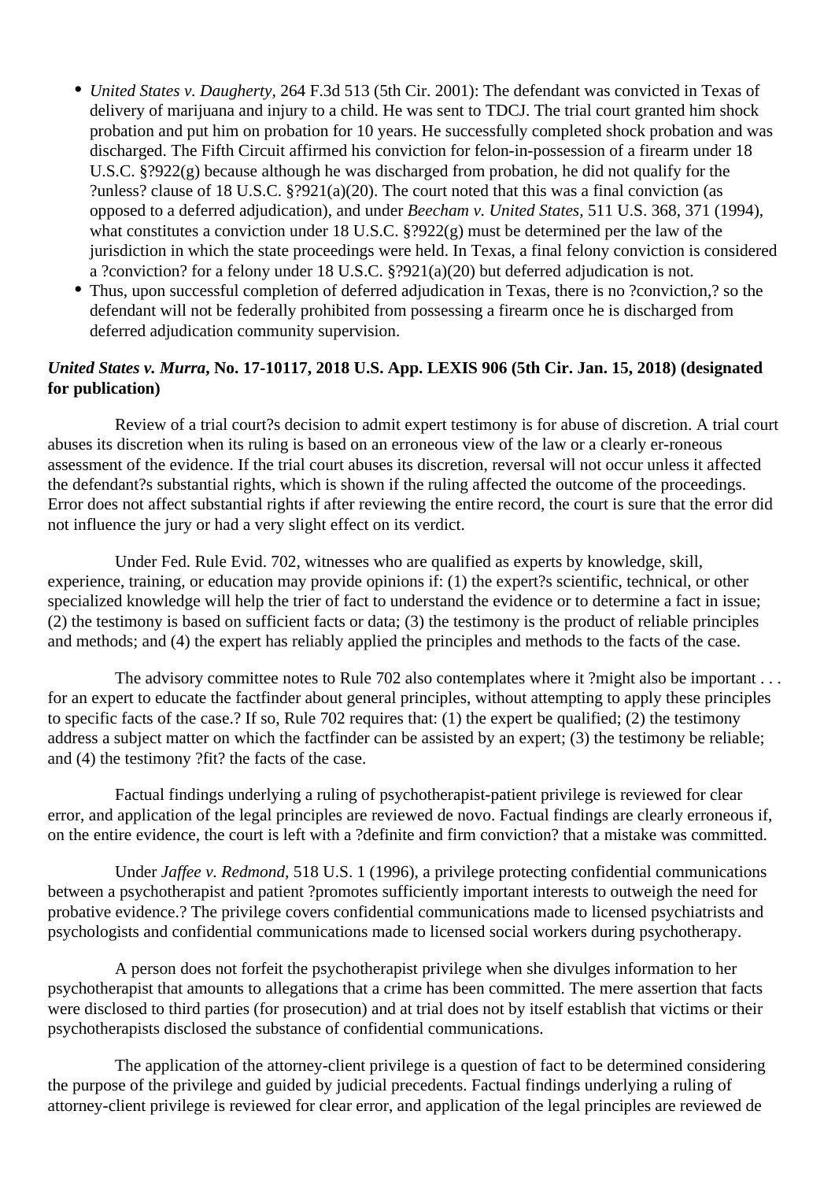- *United States v. Daugherty*, 264 F.3d 513 (5th Cir. 2001): The defendant was convicted in Texas of delivery of marijuana and injury to a child. He was sent to TDCJ. The trial court granted him shock probation and put him on probation for 10 years. He successfully completed shock probation and was discharged. The Fifth Circuit affirmed his conviction for felon-in-possession of a firearm under 18 U.S.C. §?922(g) because although he was discharged from probation, he did not qualify for the ?unless? clause of 18 U.S.C. §?921(a)(20). The court noted that this was a final conviction (as opposed to a deferred adjudication), and under *Beecham v. United States*, 511 U.S. 368, 371 (1994), what constitutes a conviction under 18 U.S.C. §?922(g) must be determined per the law of the jurisdiction in which the state proceedings were held. In Texas, a final felony conviction is considered a ?conviction? for a felony under 18 U.S.C. §?921(a)(20) but deferred adjudication is not.
- Thus, upon successful completion of deferred adjudication in Texas, there is no ?conviction,? so the defendant will not be federally prohibited from possessing a firearm once he is discharged from deferred adjudication community supervision.

**_United States v. Murra_, No. 17-10117, 2018 U.S. App. LEXIS 906 (5th Cir. Jan. 15, 2018) (designated for publication)**

Review of a trial court?s decision to admit expert testimony is for abuse of discretion. A trial court abuses its discretion when its ruling is based on an erroneous view of the law or a clearly er-roneous assessment of the evidence. If the trial court abuses its discretion, reversal will not occur unless it affected the defendant?s substantial rights, which is shown if the ruling affected the outcome of the proceedings. Error does not affect substantial rights if after reviewing the entire record, the court is sure that the error did not influence the jury or had a very slight effect on its verdict.

Under Fed. Rule Evid. 702, witnesses who are qualified as experts by knowledge, skill, experience, training, or education may provide opinions if: (1) the expert?s scientific, technical, or other specialized knowledge will help the trier of fact to understand the evidence or to determine a fact in issue; (2) the testimony is based on sufficient facts or data; (3) the testimony is the product of reliable principles and methods; and (4) the expert has reliably applied the principles and methods to the facts of the case.

The advisory committee notes to Rule 702 also contemplates where it ?might also be important . . . for an expert to educate the factfinder about general principles, without attempting to apply these principles to specific facts of the case.? If so, Rule 702 requires that: (1) the expert be qualified; (2) the testimony address a subject matter on which the factfinder can be assisted by an expert; (3) the testimony be reliable; and (4) the testimony ?fit? the facts of the case.

Factual findings underlying a ruling of psychotherapist-patient privilege is reviewed for clear error, and application of the legal principles are reviewed de novo. Factual findings are clearly erroneous if, on the entire evidence, the court is left with a ?definite and firm conviction? that a mistake was committed.

Under *Jaffee v. Redmond*, 518 U.S. 1 (1996), a privilege protecting confidential communications between a psychotherapist and patient ?promotes sufficiently important interests to outweigh the need for probative evidence.? The privilege covers confidential communications made to licensed psychiatrists and psychologists and confidential communications made to licensed social workers during psychotherapy.

A person does not forfeit the psychotherapist privilege when she divulges information to her psychotherapist that amounts to allegations that a crime has been committed. The mere assertion that facts were disclosed to third parties (for prosecution) and at trial does not by itself establish that victims or their psychotherapists disclosed the substance of confidential communications.

The application of the attorney-client privilege is a question of fact to be determined considering the purpose of the privilege and guided by judicial precedents. Factual findings underlying a ruling of attorney-client privilege is reviewed for clear error, and application of the legal principles are reviewed de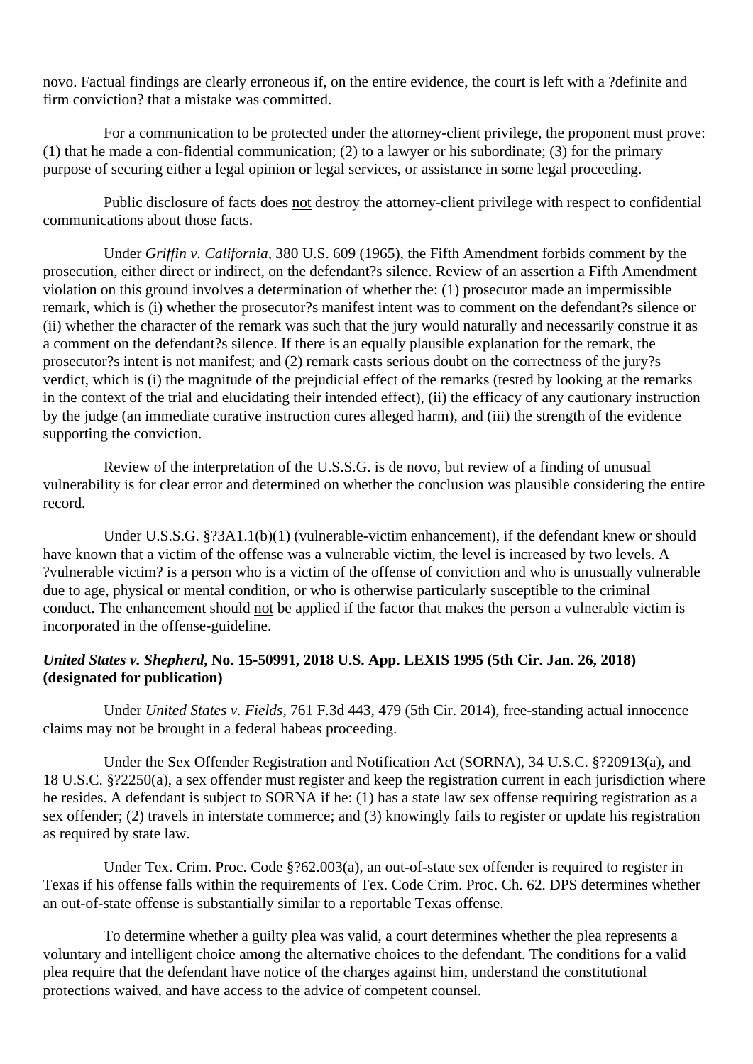novo. Factual findings are clearly erroneous if, on the entire evidence, the court is left with a ?definite and firm conviction? that a mistake was committed.

For a communication to be protected under the attorney-client privilege, the proponent must prove: (1) that he made a con-fidential communication; (2) to a lawyer or his subordinate; (3) for the primary purpose of securing either a legal opinion or legal services, or assistance in some legal proceeding.

Public disclosure of facts does <u>not</u> destroy the attorney-client privilege with respect to confidential communications about those facts.

Under *Griffin v. California*, 380 U.S. 609 (1965), the Fifth Amendment forbids comment by the prosecution, either direct or indirect, on the defendant?s silence. Review of an assertion a Fifth Amendment violation on this ground involves a determination of whether the: (1) prosecutor made an impermissible remark, which is (i) whether the prosecutor?s manifest intent was to comment on the defendant?s silence or (ii) whether the character of the remark was such that the jury would naturally and necessarily construe it as a comment on the defendant?s silence. If there is an equally plausible explanation for the remark, the prosecutor?s intent is not manifest; and (2) remark casts serious doubt on the correctness of the jury?s verdict, which is (i) the magnitude of the prejudicial effect of the remarks (tested by looking at the remarks in the context of the trial and elucidating their intended effect), (ii) the efficacy of any cautionary instruction by the judge (an immediate curative instruction cures alleged harm), and (iii) the strength of the evidence supporting the conviction.

Review of the interpretation of the U.S.S.G. is de novo, but review of a finding of unusual vulnerability is for clear error and determined on whether the conclusion was plausible considering the entire record.

Under U.S.S.G. §?3A1.1(b)(1) (vulnerable-victim enhancement), if the defendant knew or should have known that a victim of the offense was a vulnerable victim, the level is increased by two levels. A ?vulnerable victim? is a person who is a victim of the offense of conviction and who is unusually vulnerable due to age, physical or mental condition, or who is otherwise particularly susceptible to the criminal conduct. The enhancement should <u>not</u> be applied if the factor that makes the person a vulnerable victim is incorporated in the offense-guideline.

**_United States v. Shepherd_, No. 15-50991, 2018 U.S. App. LEXIS 1995 (5th Cir. Jan. 26, 2018) (designated for publication)**

Under *United States v. Fields*, 761 F.3d 443, 479 (5th Cir. 2014), free-standing actual innocence claims may not be brought in a federal habeas proceeding.

Under the Sex Offender Registration and Notification Act (SORNA), 34 U.S.C. §?20913(a), and 18 U.S.C. §?2250(a), a sex offender must register and keep the registration current in each jurisdiction where he resides. A defendant is subject to SORNA if he: (1) has a state law sex offense requiring registration as a sex offender; (2) travels in interstate commerce; and (3) knowingly fails to register or update his registration as required by state law.

Under Tex. Crim. Proc. Code §?62.003(a), an out-of-state sex offender is required to register in Texas if his offense falls within the requirements of Tex. Code Crim. Proc. Ch. 62. DPS determines whether an out-of-state offense is substantially similar to a reportable Texas offense.

To determine whether a guilty plea was valid, a court determines whether the plea represents a voluntary and intelligent choice among the alternative choices to the defendant. The conditions for a valid plea require that the defendant have notice of the charges against him, understand the constitutional protections waived, and have access to the advice of competent counsel.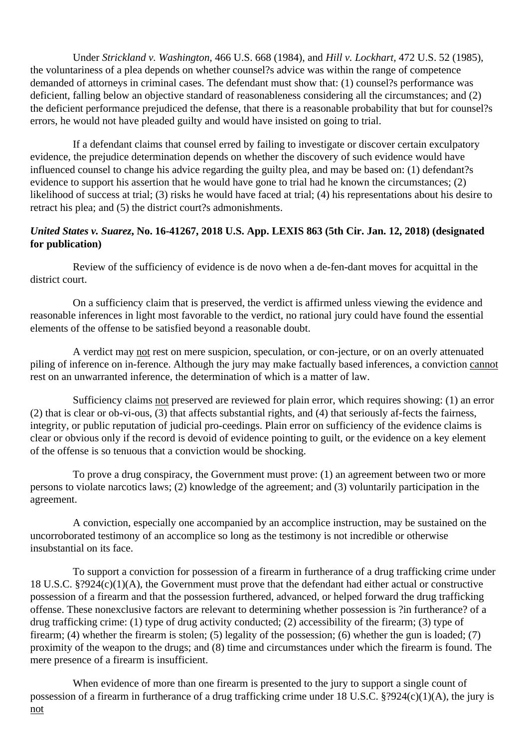Under *Strickland v. Washington,* 466 U.S. 668 (1984), and *Hill v. Lockhart,* 472 U.S. 52 (1985), the voluntariness of a plea depends on whether counsel?s advice was within the range of competence demanded of attorneys in criminal cases. The defendant must show that: (1) counsel?s performance was deficient, falling below an objective standard of reasonableness considering all the circumstances; and (2) the deficient performance prejudiced the defense, that there is a reasonable probability that but for counsel?s errors, he would not have pleaded guilty and would have insisted on going to trial.

If a defendant claims that counsel erred by failing to investigate or discover certain exculpatory evidence, the prejudice determination depends on whether the discovery of such evidence would have influenced counsel to change his advice regarding the guilty plea, and may be based on: (1) defendant?s evidence to support his assertion that he would have gone to trial had he known the circumstances; (2) likelihood of success at trial; (3) risks he would have faced at trial; (4) his representations about his desire to retract his plea; and (5) the district court?s admonishments.

***United States v. Suarez*, No. 16-41267, 2018 U.S. App. LEXIS 863 (5th Cir. Jan. 12, 2018) (designated for publication)**

Review of the sufficiency of evidence is de novo when a de-fen-dant moves for acquittal in the district court.

On a sufficiency claim that is preserved, the verdict is affirmed unless viewing the evidence and reasonable inferences in light most favorable to the verdict, no rational jury could have found the essential elements of the offense to be satisfied beyond a reasonable doubt.

A verdict may <u>not</u> rest on mere suspicion, speculation, or con-jecture, or on an overly attenuated piling of inference on in-ference. Although the jury may make factually based inferences, a conviction <u>cannot</u> rest on an unwarranted inference, the determination of which is a matter of law.

Sufficiency claims <u>not</u> preserved are reviewed for plain error, which requires showing: (1) an error (2) that is clear or ob-vi-ous, (3) that affects substantial rights, and (4) that seriously af-fects the fairness, integrity, or public reputation of judicial pro-ceedings. Plain error on sufficiency of the evidence claims is clear or obvious only if the record is devoid of evidence pointing to guilt, or the evidence on a key element of the offense is so tenuous that a conviction would be shocking.

To prove a drug conspiracy, the Government must prove: (1) an agreement between two or more persons to violate narcotics laws; (2) knowledge of the agreement; and (3) voluntarily participation in the agreement.

A conviction, especially one accompanied by an accomplice instruction, may be sustained on the uncorroborated testimony of an accomplice so long as the testimony is not incredible or otherwise insubstantial on its face.

To support a conviction for possession of a firearm in furtherance of a drug trafficking crime under 18 U.S.C. §?924(c)(1)(A), the Government must prove that the defendant had either actual or constructive possession of a firearm and that the possession furthered, advanced, or helped forward the drug trafficking offense. These nonexclusive factors are relevant to determining whether possession is ?in furtherance? of a drug trafficking crime: (1) type of drug activity conducted; (2) accessibility of the firearm; (3) type of firearm; (4) whether the firearm is stolen; (5) legality of the possession; (6) whether the gun is loaded; (7) proximity of the weapon to the drugs; and (8) time and circumstances under which the firearm is found. The mere presence of a firearm is insufficient.

When evidence of more than one firearm is presented to the jury to support a single count of possession of a firearm in furtherance of a drug trafficking crime under 18 U.S.C. §?924(c)(1)(A), the jury is <u>not</u>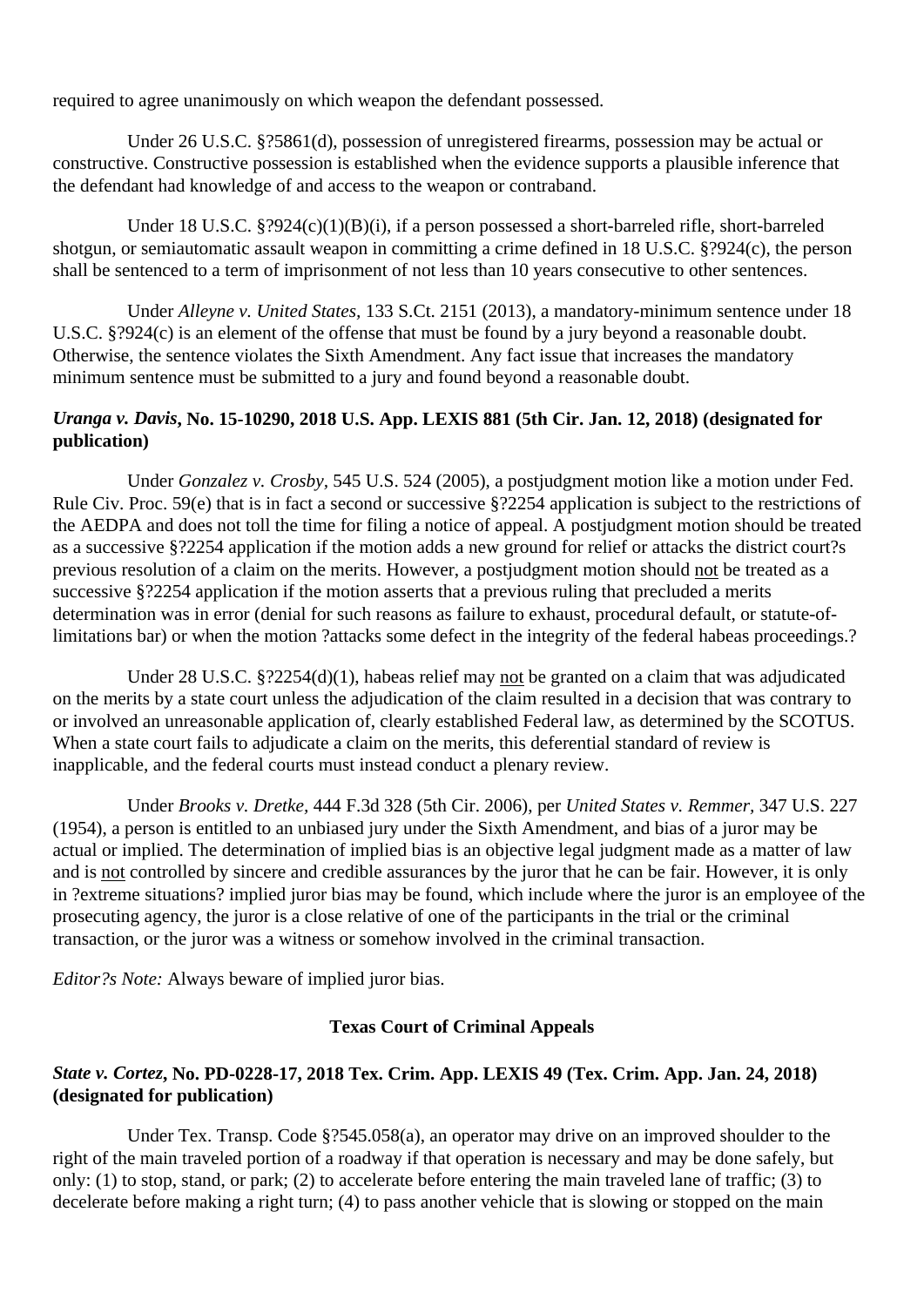required to agree unanimously on which weapon the defendant possessed.

Under 26 U.S.C. §?5861(d), possession of unregistered firearms, possession may be actual or constructive. Constructive possession is established when the evidence supports a plausible inference that the defendant had knowledge of and access to the weapon or contraband.

Under 18 U.S.C. §?924(c)(1)(B)(i), if a person possessed a short-barreled rifle, short-barreled shotgun, or semiautomatic assault weapon in committing a crime defined in 18 U.S.C. §?924(c), the person shall be sentenced to a term of imprisonment of not less than 10 years consecutive to other sentences.

Under *Alleyne v. United States,* 133 S.Ct. 2151 (2013), a mandatory-minimum sentence under 18 U.S.C. §?924(c) is an element of the offense that must be found by a jury beyond a reasonable doubt. Otherwise, the sentence violates the Sixth Amendment. Any fact issue that increases the mandatory minimum sentence must be submitted to a jury and found beyond a reasonable doubt.

### ***Uranga v. Davis*, No. 15-10290, 2018 U.S. App. LEXIS 881 (5th Cir. Jan. 12, 2018) (designated for publication)**

Under *Gonzalez v. Crosby,* 545 U.S. 524 (2005), a postjudgment motion like a motion under Fed. Rule Civ. Proc. 59(e) that is in fact a second or successive §?2254 application is subject to the restrictions of the AEDPA and does not toll the time for filing a notice of appeal. A postjudgment motion should be treated as a successive §?2254 application if the motion adds a new ground for relief or attacks the district court?s previous resolution of a claim on the merits. However, a postjudgment motion should not be treated as a successive §?2254 application if the motion asserts that a previous ruling that precluded a merits determination was in error (denial for such reasons as failure to exhaust, procedural default, or statute-of-limitations bar) or when the motion ?attacks some defect in the integrity of the federal habeas proceedings.?

Under 28 U.S.C. §?2254(d)(1), habeas relief may not be granted on a claim that was adjudicated on the merits by a state court unless the adjudication of the claim resulted in a decision that was contrary to or involved an unreasonable application of, clearly established Federal law, as determined by the SCOTUS. When a state court fails to adjudicate a claim on the merits, this deferential standard of review is inapplicable, and the federal courts must instead conduct a plenary review.

Under *Brooks v. Dretke,* 444 F.3d 328 (5th Cir. 2006), per *United States v. Remmer,* 347 U.S. 227 (1954), a person is entitled to an unbiased jury under the Sixth Amendment, and bias of a juror may be actual or implied. The determination of implied bias is an objective legal judgment made as a matter of law and is not controlled by sincere and credible assurances by the juror that he can be fair. However, it is only in ?extreme situations? implied juror bias may be found, which include where the juror is an employee of the prosecuting agency, the juror is a close relative of one of the participants in the trial or the criminal transaction, or the juror was a witness or somehow involved in the criminal transaction.

*Editor?s Note:* Always beware of implied juror bias.

## **Texas Court of Criminal Appeals**

### ***State v. Cortez*, No. PD-0228-17, 2018 Tex. Crim. App. LEXIS 49 (Tex. Crim. App. Jan. 24, 2018) (designated for publication)**

Under Tex. Transp. Code §?545.058(a), an operator may drive on an improved shoulder to the right of the main traveled portion of a roadway if that operation is necessary and may be done safely, but only: (1) to stop, stand, or park; (2) to accelerate before entering the main traveled lane of traffic; (3) to decelerate before making a right turn; (4) to pass another vehicle that is slowing or stopped on the main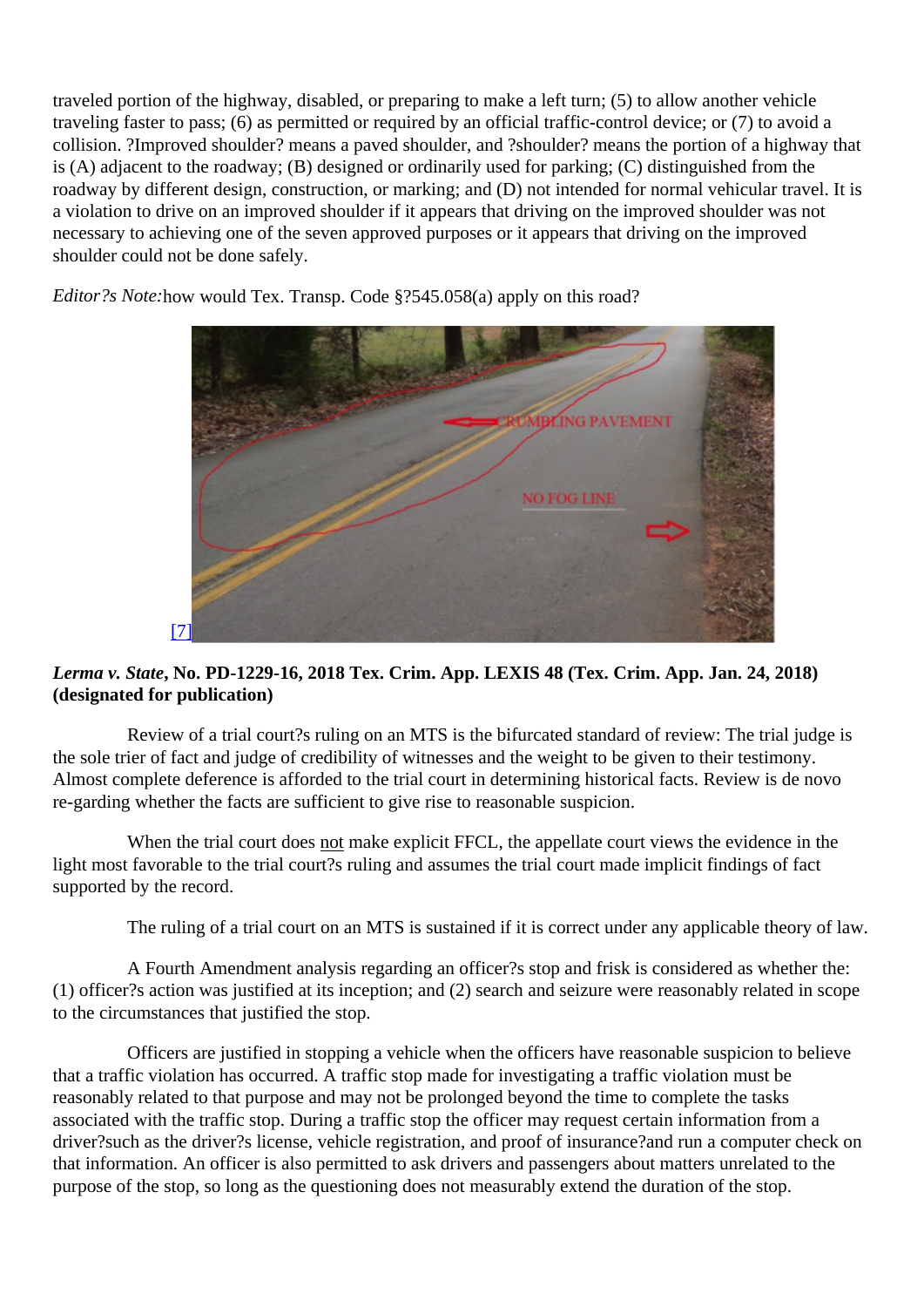traveled portion of the highway, disabled, or preparing to make a left turn; (5) to allow another vehicle traveling faster to pass; (6) as permitted or required by an official traffic-control device; or (7) to avoid a collision. ?Improved shoulder? means a paved shoulder, and ?shoulder? means the portion of a highway that is (A) adjacent to the roadway; (B) designed or ordinarily used for parking; (C) distinguished from the roadway by different design, construction, or marking; and (D) not intended for normal vehicular travel. It is a violation to drive on an improved shoulder if it appears that driving on the improved shoulder was not necessary to achieving one of the seven approved purposes or it appears that driving on the improved shoulder could not be done safely.

*Editor?s Note:* how would Tex. Transp. Code §?545.058(a) apply on this road?

[7]

***Lerma v. State*, No. PD-1229-16, 2018 Tex. Crim. App. LEXIS 48 (Tex. Crim. App. Jan. 24, 2018) (designated for publication)**

Review of a trial court?s ruling on an MTS is the bifurcated standard of review: The trial judge is the sole trier of fact and judge of credibility of witnesses and the weight to be given to their testimony. Almost complete deference is afforded to the trial court in determining historical facts. Review is de novo re-garding whether the facts are sufficient to give rise to reasonable suspicion.

When the trial court does not make explicit FFCL, the appellate court views the evidence in the light most favorable to the trial court?s ruling and assumes the trial court made implicit findings of fact supported by the record.

The ruling of a trial court on an MTS is sustained if it is correct under any applicable theory of law.

A Fourth Amendment analysis regarding an officer?s stop and frisk is considered as whether the: (1) officer?s action was justified at its inception; and (2) search and seizure were reasonably related in scope to the circumstances that justified the stop.

Officers are justified in stopping a vehicle when the officers have reasonable suspicion to believe that a traffic violation has occurred. A traffic stop made for investigating a traffic violation must be reasonably related to that purpose and may not be prolonged beyond the time to complete the tasks associated with the traffic stop. During a traffic stop the officer may request certain information from a driver?such as the driver?s license, vehicle registration, and proof of insurance?and run a computer check on that information. An officer is also permitted to ask drivers and passengers about matters unrelated to the purpose of the stop, so long as the questioning does not measurably extend the duration of the stop.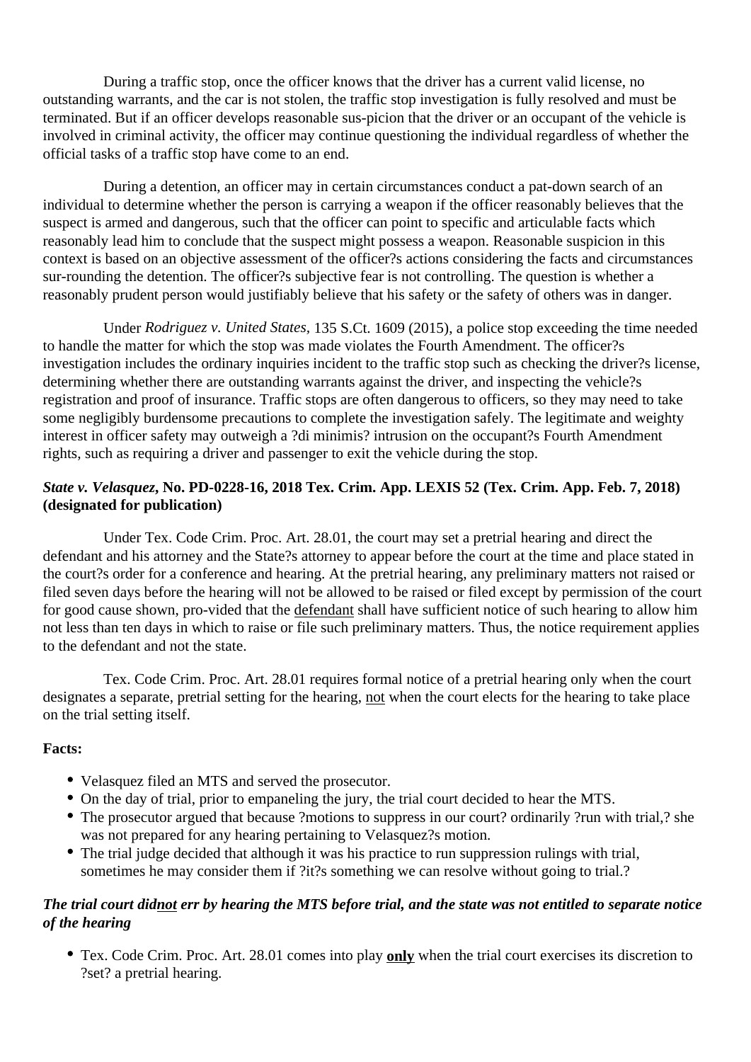During a traffic stop, once the officer knows that the driver has a current valid license, no outstanding warrants, and the car is not stolen, the traffic stop investigation is fully resolved and must be terminated. But if an officer develops reasonable sus-picion that the driver or an occupant of the vehicle is involved in criminal activity, the officer may continue questioning the individual regardless of whether the official tasks of a traffic stop have come to an end.

During a detention, an officer may in certain circumstances conduct a pat-down search of an individual to determine whether the person is carrying a weapon if the officer reasonably believes that the suspect is armed and dangerous, such that the officer can point to specific and articulable facts which reasonably lead him to conclude that the suspect might possess a weapon. Reasonable suspicion in this context is based on an objective assessment of the officer?s actions considering the facts and circumstances sur-rounding the detention. The officer?s subjective fear is not controlling. The question is whether a reasonably prudent person would justifiably believe that his safety or the safety of others was in danger.

Under *Rodriguez v. United States,* 135 S.Ct. 1609 (2015), a police stop exceeding the time needed to handle the matter for which the stop was made violates the Fourth Amendment. The officer?s investigation includes the ordinary inquiries incident to the traffic stop such as checking the driver?s license, determining whether there are outstanding warrants against the driver, and inspecting the vehicle?s registration and proof of insurance. Traffic stops are often dangerous to officers, so they may need to take some negligibly burdensome precautions to complete the investigation safely. The legitimate and weighty interest in officer safety may outweigh a ?di minimis? intrusion on the occupant?s Fourth Amendment rights, such as requiring a driver and passenger to exit the vehicle during the stop.

***State v. Velasquez*, No. PD-0228-16, 2018 Tex. Crim. App. LEXIS 52 (Tex. Crim. App. Feb. 7, 2018) (designated for publication)**

Under Tex. Code Crim. Proc. Art. 28.01, the court may set a pretrial hearing and direct the defendant and his attorney and the State?s attorney to appear before the court at the time and place stated in the court?s order for a conference and hearing. At the pretrial hearing, any preliminary matters not raised or filed seven days before the hearing will not be allowed to be raised or filed except by permission of the court for good cause shown, pro-vided that the <u>defendant</u> shall have sufficient notice of such hearing to allow him not less than ten days in which to raise or file such preliminary matters. Thus, the notice requirement applies to the defendant and not the state.

Tex. Code Crim. Proc. Art. 28.01 requires formal notice of a pretrial hearing only when the court designates a separate, pretrial setting for the hearing, <u>not</u> when the court elects for the hearing to take place on the trial setting itself.

**Facts:**

- Velasquez filed an MTS and served the prosecutor.
- On the day of trial, prior to empaneling the jury, the trial court decided to hear the MTS.
- The prosecutor argued that because ?motions to suppress in our court? ordinarily ?run with trial,? she was not prepared for any hearing pertaining to Velasquez?s motion.
- The trial judge decided that although it was his practice to run suppression rulings with trial, sometimes he may consider them if ?it?s something we can resolve without going to trial.?

***The trial court did<u>not</u> err by hearing the MTS before trial, and the state was not entitled to separate notice of the hearing***

- Tex. Code Crim. Proc. Art. 28.01 comes into play **<u>only</u>** when the trial court exercises its discretion to ?set? a pretrial hearing.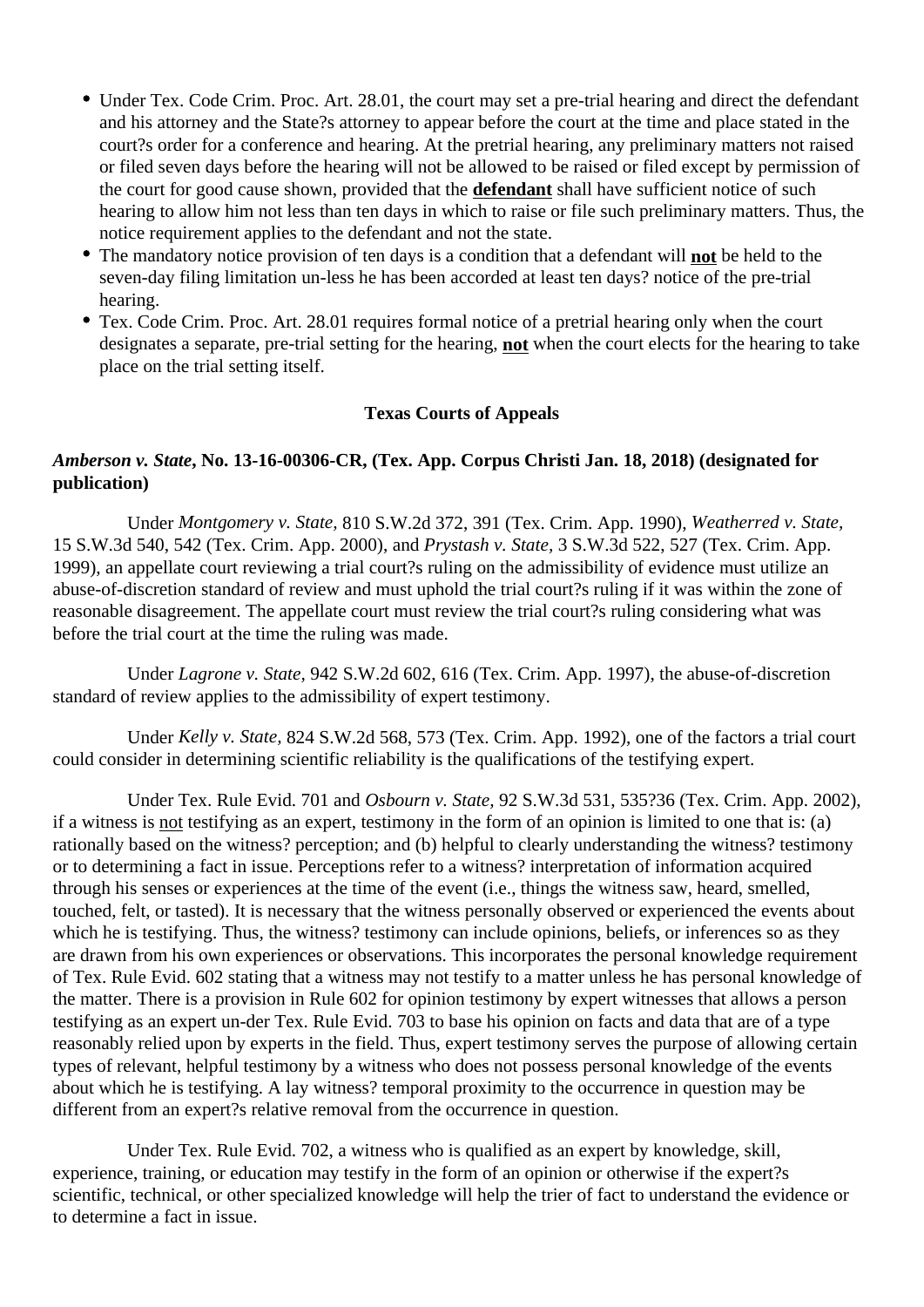- Under Tex. Code Crim. Proc. Art. 28.01, the court may set a pre-trial hearing and direct the defendant and his attorney and the State?s attorney to appear before the court at the time and place stated in the court?s order for a conference and hearing. At the pretrial hearing, any preliminary matters not raised or filed seven days before the hearing will not be allowed to be raised or filed except by permission of the court for good cause shown, provided that the **defendant** shall have sufficient notice of such hearing to allow him not less than ten days in which to raise or file such preliminary matters. Thus, the notice requirement applies to the defendant and not the state.
- The mandatory notice provision of ten days is a condition that a defendant will **not** be held to the seven-day filing limitation un-less he has been accorded at least ten days? notice of the pre-trial hearing.
- Tex. Code Crim. Proc. Art. 28.01 requires formal notice of a pretrial hearing only when the court designates a separate, pre-trial setting for the hearing, **not** when the court elects for the hearing to take place on the trial setting itself.

**Texas Courts of Appeals**

***Amberson v. State*, No. 13-16-00306-CR, (Tex. App. Corpus Christi Jan. 18, 2018) (designated for publication)**

Under *Montgomery v. State,* 810 S.W.2d 372, 391 (Tex. Crim. App. 1990), *Weatherred v. State,* 15 S.W.3d 540, 542 (Tex. Crim. App. 2000), and *Prystash v. State,* 3 S.W.3d 522, 527 (Tex. Crim. App. 1999), an appellate court reviewing a trial court?s ruling on the admissibility of evidence must utilize an abuse-of-discretion standard of review and must uphold the trial court?s ruling if it was within the zone of reasonable disagreement. The appellate court must review the trial court?s ruling considering what was before the trial court at the time the ruling was made.

Under *Lagrone v. State,* 942 S.W.2d 602, 616 (Tex. Crim. App. 1997), the abuse-of-discretion standard of review applies to the admissibility of expert testimony.

Under *Kelly v. State,* 824 S.W.2d 568, 573 (Tex. Crim. App. 1992), one of the factors a trial court could consider in determining scientific reliability is the qualifications of the testifying expert.

Under Tex. Rule Evid. 701 and *Osbourn v. State,* 92 S.W.3d 531, 535?36 (Tex. Crim. App. 2002), if a witness is <u>not</u> testifying as an expert, testimony in the form of an opinion is limited to one that is: (a) rationally based on the witness? perception; and (b) helpful to clearly understanding the witness? testimony or to determining a fact in issue. Perceptions refer to a witness? interpretation of information acquired through his senses or experiences at the time of the event (i.e., things the witness saw, heard, smelled, touched, felt, or tasted). It is necessary that the witness personally observed or experienced the events about which he is testifying. Thus, the witness? testimony can include opinions, beliefs, or inferences so as they are drawn from his own experiences or observations. This incorporates the personal knowledge requirement of Tex. Rule Evid. 602 stating that a witness may not testify to a matter unless he has personal knowledge of the matter. There is a provision in Rule 602 for opinion testimony by expert witnesses that allows a person testifying as an expert un-der Tex. Rule Evid. 703 to base his opinion on facts and data that are of a type reasonably relied upon by experts in the field. Thus, expert testimony serves the purpose of allowing certain types of relevant, helpful testimony by a witness who does not possess personal knowledge of the events about which he is testifying. A lay witness? temporal proximity to the occurrence in question may be different from an expert?s relative removal from the occurrence in question.

Under Tex. Rule Evid. 702, a witness who is qualified as an expert by knowledge, skill, experience, training, or education may testify in the form of an opinion or otherwise if the expert?s scientific, technical, or other specialized knowledge will help the trier of fact to understand the evidence or to determine a fact in issue.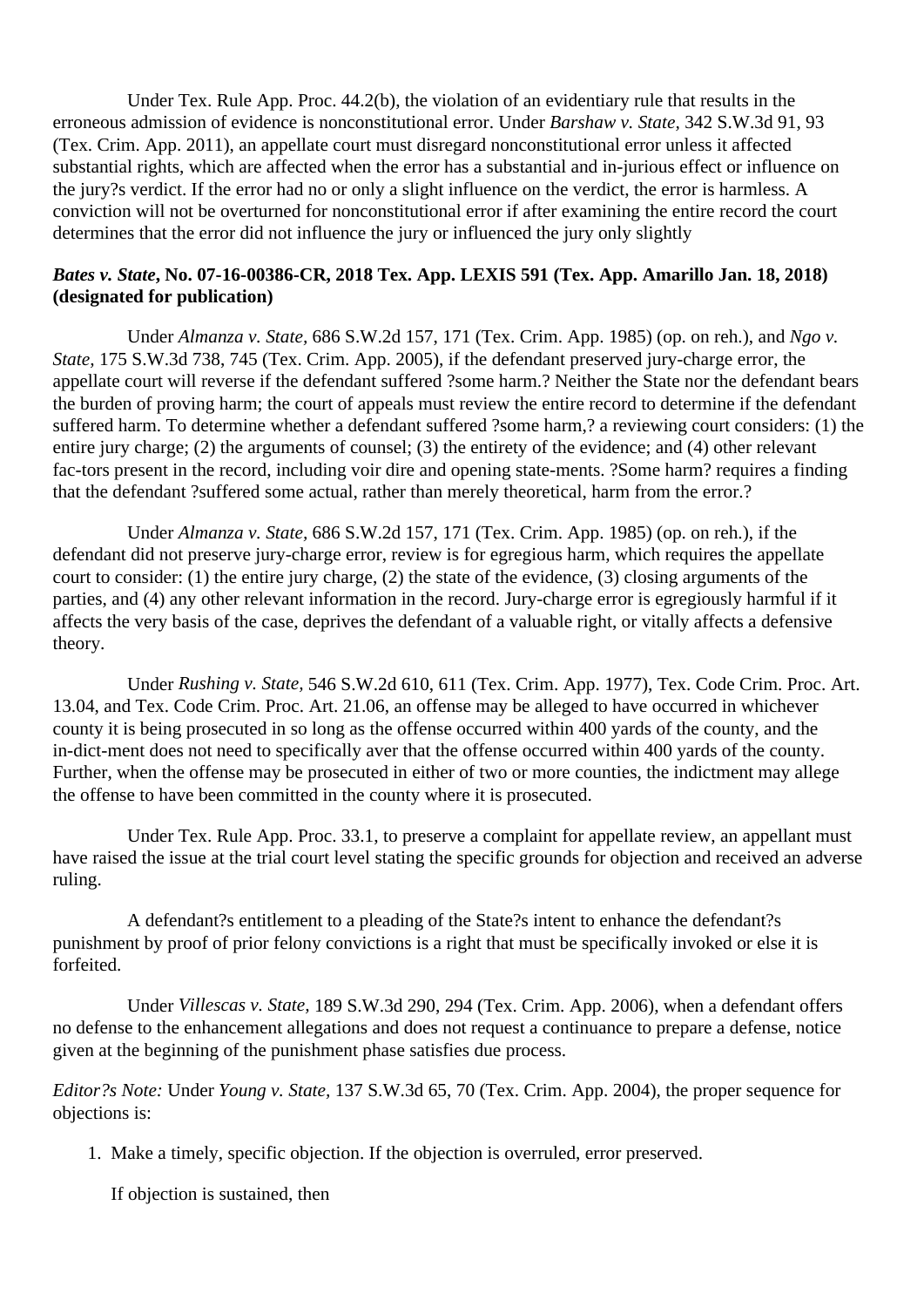Under Tex. Rule App. Proc. 44.2(b), the violation of an evidentiary rule that results in the erroneous admission of evidence is nonconstitutional error. Under *Barshaw v. State*, 342 S.W.3d 91, 93 (Tex. Crim. App. 2011), an appellate court must disregard nonconstitutional error unless it affected substantial rights, which are affected when the error has a substantial and in-jurious effect or influence on the jury?s verdict. If the error had no or only a slight influence on the verdict, the error is harmless. A conviction will not be overturned for nonconstitutional error if after examining the entire record the court determines that the error did not influence the jury or influenced the jury only slightly

***Bates v. State*, No. 07-16-00386-CR, 2018 Tex. App. LEXIS 591 (Tex. App. Amarillo Jan. 18, 2018) (designated for publication)**

Under *Almanza v. State*, 686 S.W.2d 157, 171 (Tex. Crim. App. 1985) (op. on reh.), and *Ngo v. State*, 175 S.W.3d 738, 745 (Tex. Crim. App. 2005), if the defendant preserved jury-charge error, the appellate court will reverse if the defendant suffered ?some harm.? Neither the State nor the defendant bears the burden of proving harm; the court of appeals must review the entire record to determine if the defendant suffered harm. To determine whether a defendant suffered ?some harm,? a reviewing court considers: (1) the entire jury charge; (2) the arguments of counsel; (3) the entirety of the evidence; and (4) other relevant fac-tors present in the record, including voir dire and opening state-ments. ?Some harm? requires a finding that the defendant ?suffered some actual, rather than merely theoretical, harm from the error.?

Under *Almanza v. State*, 686 S.W.2d 157, 171 (Tex. Crim. App. 1985) (op. on reh.), if the defendant did not preserve jury-charge error, review is for egregious harm, which requires the appellate court to consider: (1) the entire jury charge, (2) the state of the evidence, (3) closing arguments of the parties, and (4) any other relevant information in the record. Jury-charge error is egregiously harmful if it affects the very basis of the case, deprives the defendant of a valuable right, or vitally affects a defensive theory.

Under *Rushing v. State*, 546 S.W.2d 610, 611 (Tex. Crim. App. 1977), Tex. Code Crim. Proc. Art. 13.04, and Tex. Code Crim. Proc. Art. 21.06, an offense may be alleged to have occurred in whichever county it is being prosecuted in so long as the offense occurred within 400 yards of the county, and the in-dict-ment does not need to specifically aver that the offense occurred within 400 yards of the county. Further, when the offense may be prosecuted in either of two or more counties, the indictment may allege the offense to have been committed in the county where it is prosecuted.

Under Tex. Rule App. Proc. 33.1, to preserve a complaint for appellate review, an appellant must have raised the issue at the trial court level stating the specific grounds for objection and received an adverse ruling.

A defendant?s entitlement to a pleading of the State?s intent to enhance the defendant?s punishment by proof of prior felony convictions is a right that must be specifically invoked or else it is forfeited.

Under *Villescas v. State*, 189 S.W.3d 290, 294 (Tex. Crim. App. 2006), when a defendant offers no defense to the enhancement allegations and does not request a continuance to prepare a defense, notice given at the beginning of the punishment phase satisfies due process.

*Editor?s Note:* Under *Young v. State*, 137 S.W.3d 65, 70 (Tex. Crim. App. 2004), the proper sequence for objections is:

1. Make a timely, specific objection. If the objection is overruled, error preserved.

   If objection is sustained, then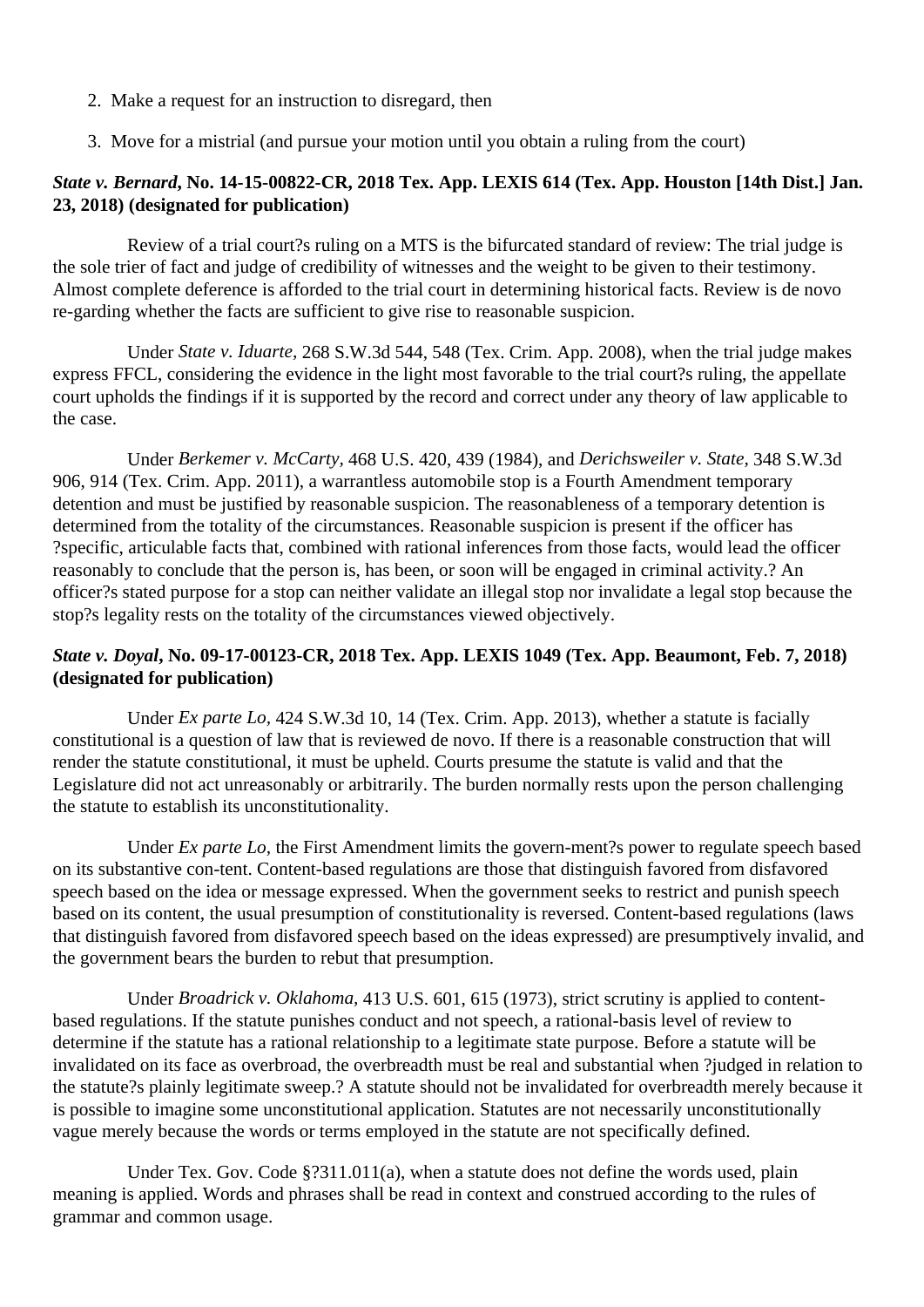2. Make a request for an instruction to disregard, then
3. Move for a mistrial (and pursue your motion until you obtain a ruling from the court)

***State v. Bernard*, No. 14-15-00822-CR, 2018 Tex. App. LEXIS 614 (Tex. App. Houston [14th Dist.] Jan. 23, 2018) (designated for publication)**

Review of a trial court?s ruling on a MTS is the bifurcated standard of review: The trial judge is the sole trier of fact and judge of credibility of witnesses and the weight to be given to their testimony. Almost complete deference is afforded to the trial court in determining historical facts. Review is de novo re-garding whether the facts are sufficient to give rise to reasonable suspicion.

Under *State v. Iduarte*, 268 S.W.3d 544, 548 (Tex. Crim. App. 2008), when the trial judge makes express FFCL, considering the evidence in the light most favorable to the trial court?s ruling, the appellate court upholds the findings if it is supported by the record and correct under any theory of law applicable to the case.

Under *Berkemer v. McCarty*, 468 U.S. 420, 439 (1984), and *Derichsweiler v. State*, 348 S.W.3d 906, 914 (Tex. Crim. App. 2011), a warrantless automobile stop is a Fourth Amendment temporary detention and must be justified by reasonable suspicion. The reasonableness of a temporary detention is determined from the totality of the circumstances. Reasonable suspicion is present if the officer has ?specific, articulable facts that, combined with rational inferences from those facts, would lead the officer reasonably to conclude that the person is, has been, or soon will be engaged in criminal activity.? An officer?s stated purpose for a stop can neither validate an illegal stop nor invalidate a legal stop because the stop?s legality rests on the totality of the circumstances viewed objectively.

***State v. Doyal*, No. 09-17-00123-CR, 2018 Tex. App. LEXIS 1049 (Tex. App. Beaumont, Feb. 7, 2018) (designated for publication)**

Under *Ex parte Lo*, 424 S.W.3d 10, 14 (Tex. Crim. App. 2013), whether a statute is facially constitutional is a question of law that is reviewed de novo. If there is a reasonable construction that will render the statute constitutional, it must be upheld. Courts presume the statute is valid and that the Legislature did not act unreasonably or arbitrarily. The burden normally rests upon the person challenging the statute to establish its unconstitutionality.

Under *Ex parte Lo*, the First Amendment limits the govern-ment?s power to regulate speech based on its substantive con-tent. Content-based regulations are those that distinguish favored from disfavored speech based on the idea or message expressed. When the government seeks to restrict and punish speech based on its content, the usual presumption of constitutionality is reversed. Content-based regulations (laws that distinguish favored from disfavored speech based on the ideas expressed) are presumptively invalid, and the government bears the burden to rebut that presumption.

Under *Broadrick v. Oklahoma*, 413 U.S. 601, 615 (1973), strict scrutiny is applied to content-based regulations. If the statute punishes conduct and not speech, a rational-basis level of review to determine if the statute has a rational relationship to a legitimate state purpose. Before a statute will be invalidated on its face as overbroad, the overbreadth must be real and substantial when ?judged in relation to the statute?s plainly legitimate sweep.? A statute should not be invalidated for overbreadth merely because it is possible to imagine some unconstitutional application. Statutes are not necessarily unconstitutionally vague merely because the words or terms employed in the statute are not specifically defined.

Under Tex. Gov. Code §?311.011(a), when a statute does not define the words used, plain meaning is applied. Words and phrases shall be read in context and construed according to the rules of grammar and common usage.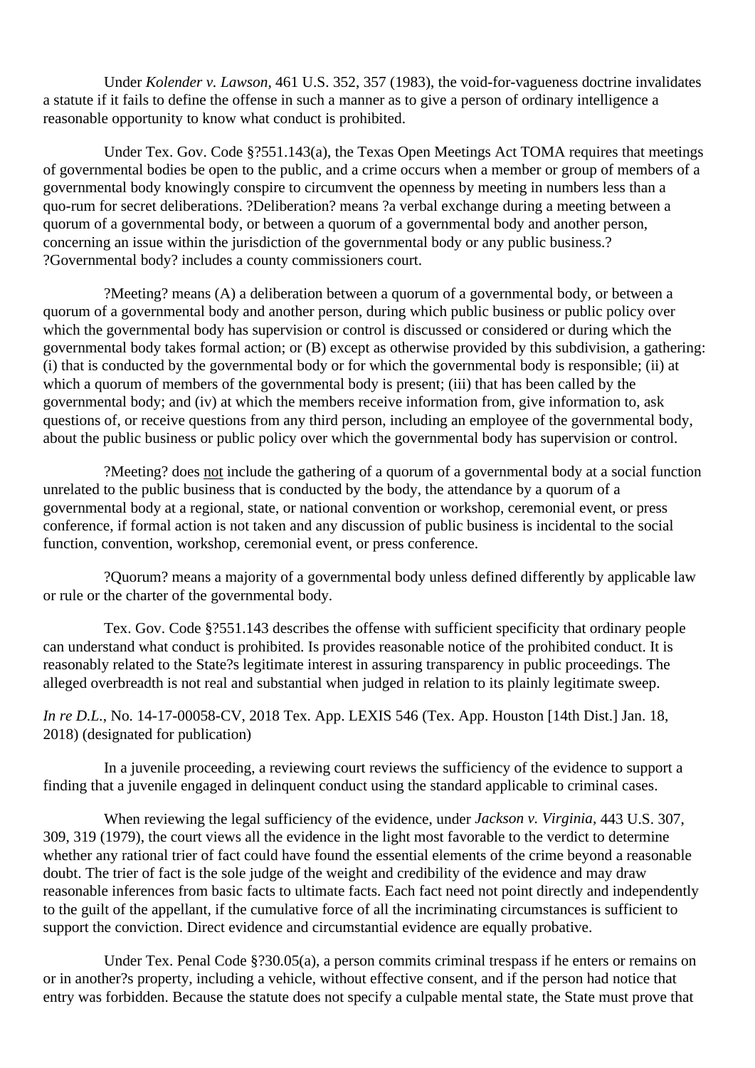Under *Kolender v. Lawson,* 461 U.S. 352, 357 (1983), the void-for-vagueness doctrine invalidates a statute if it fails to define the offense in such a manner as to give a person of ordinary intelligence a reasonable opportunity to know what conduct is prohibited.

Under Tex. Gov. Code §?551.143(a), the Texas Open Meetings Act TOMA requires that meetings of governmental bodies be open to the public, and a crime occurs when a member or group of members of a governmental body knowingly conspire to circumvent the openness by meeting in numbers less than a quo-rum for secret deliberations. ?Deliberation? means ?a verbal exchange during a meeting between a quorum of a governmental body, or between a quorum of a governmental body and another person, concerning an issue within the jurisdiction of the governmental body or any public business.? ?Governmental body? includes a county commissioners court.

?Meeting? means (A) a deliberation between a quorum of a governmental body, or between a quorum of a governmental body and another person, during which public business or public policy over which the governmental body has supervision or control is discussed or considered or during which the governmental body takes formal action; or (B) except as otherwise provided by this subdivision, a gathering: (i) that is conducted by the governmental body or for which the governmental body is responsible; (ii) at which a quorum of members of the governmental body is present; (iii) that has been called by the governmental body; and (iv) at which the members receive information from, give information to, ask questions of, or receive questions from any third person, including an employee of the governmental body, about the public business or public policy over which the governmental body has supervision or control.

?Meeting? does <u>not</u> include the gathering of a quorum of a governmental body at a social function unrelated to the public business that is conducted by the body, the attendance by a quorum of a governmental body at a regional, state, or national convention or workshop, ceremonial event, or press conference, if formal action is not taken and any discussion of public business is incidental to the social function, convention, workshop, ceremonial event, or press conference.

?Quorum? means a majority of a governmental body unless defined differently by applicable law or rule or the charter of the governmental body.

Tex. Gov. Code §?551.143 describes the offense with sufficient specificity that ordinary people can understand what conduct is prohibited. Is provides reasonable notice of the prohibited conduct. It is reasonably related to the State?s legitimate interest in assuring transparency in public proceedings. The alleged overbreadth is not real and substantial when judged in relation to its plainly legitimate sweep.

*In re D.L.*, No. 14-17-00058-CV, 2018 Tex. App. LEXIS 546 (Tex. App. Houston [14th Dist.] Jan. 18, 2018) (designated for publication)

In a juvenile proceeding, a reviewing court reviews the sufficiency of the evidence to support a finding that a juvenile engaged in delinquent conduct using the standard applicable to criminal cases.

When reviewing the legal sufficiency of the evidence, under *Jackson v. Virginia,* 443 U.S. 307, 309, 319 (1979), the court views all the evidence in the light most favorable to the verdict to determine whether any rational trier of fact could have found the essential elements of the crime beyond a reasonable doubt. The trier of fact is the sole judge of the weight and credibility of the evidence and may draw reasonable inferences from basic facts to ultimate facts. Each fact need not point directly and independently to the guilt of the appellant, if the cumulative force of all the incriminating circumstances is sufficient to support the conviction. Direct evidence and circumstantial evidence are equally probative.

Under Tex. Penal Code §?30.05(a), a person commits criminal trespass if he enters or remains on or in another?s property, including a vehicle, without effective consent, and if the person had notice that entry was forbidden. Because the statute does not specify a culpable mental state, the State must prove that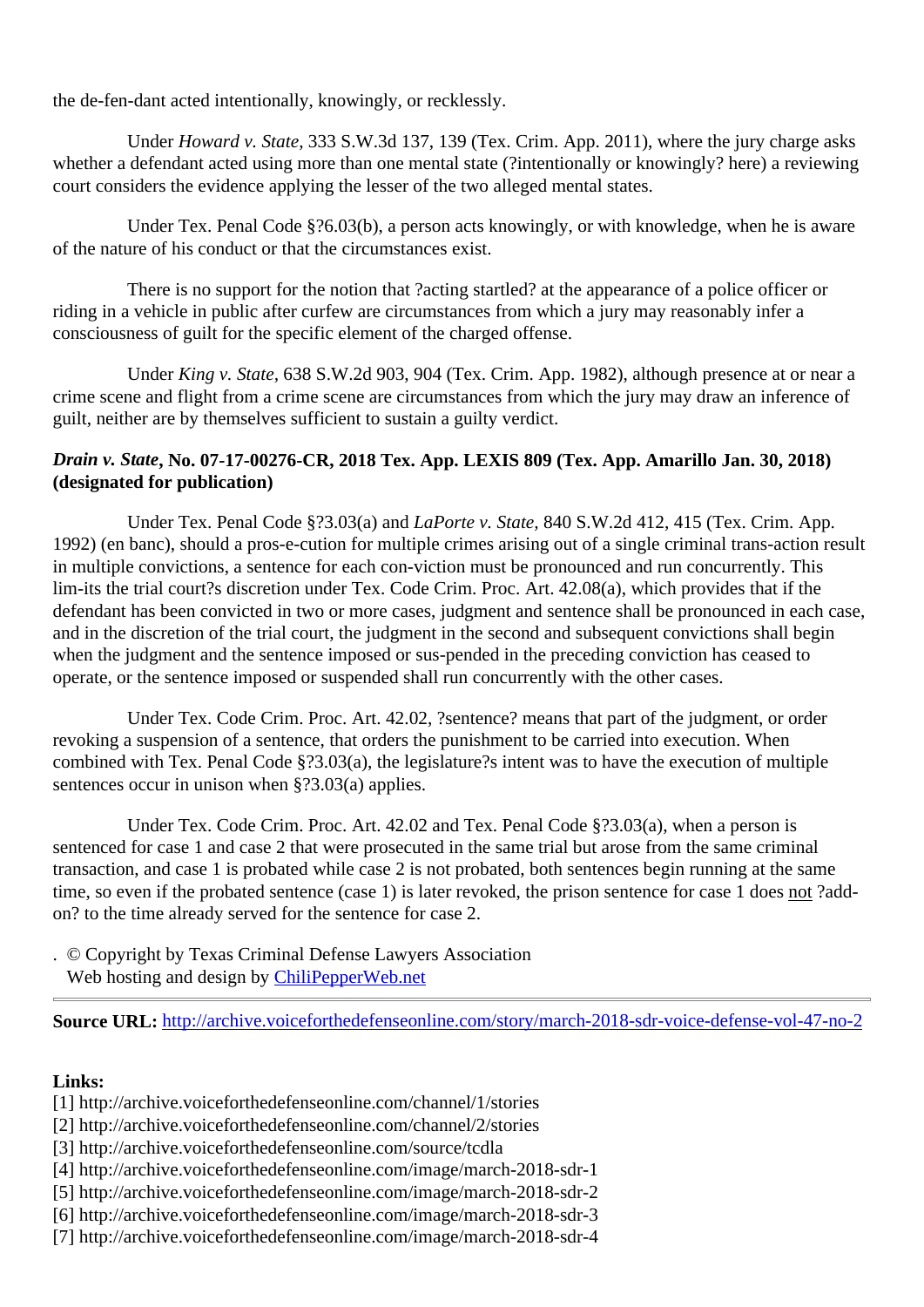the de-fen-dant acted intentionally, knowingly, or recklessly.

Under *Howard v. State,* 333 S.W.3d 137, 139 (Tex. Crim. App. 2011), where the jury charge asks whether a defendant acted using more than one mental state (?intentionally or knowingly? here) a reviewing court considers the evidence applying the lesser of the two alleged mental states.

Under Tex. Penal Code §?6.03(b), a person acts knowingly, or with knowledge, when he is aware of the nature of his conduct or that the circumstances exist.

There is no support for the notion that ?acting startled? at the appearance of a police officer or riding in a vehicle in public after curfew are circumstances from which a jury may reasonably infer a consciousness of guilt for the specific element of the charged offense.

Under *King v. State,* 638 S.W.2d 903, 904 (Tex. Crim. App. 1982), although presence at or near a crime scene and flight from a crime scene are circumstances from which the jury may draw an inference of guilt, neither are by themselves sufficient to sustain a guilty verdict.

***Drain v. State*, No. 07-17-00276-CR, 2018 Tex. App. LEXIS 809 (Tex. App. Amarillo Jan. 30, 2018) (designated for publication)**

Under Tex. Penal Code §?3.03(a) and *LaPorte v. State,* 840 S.W.2d 412, 415 (Tex. Crim. App. 1992) (en banc), should a pros-e-cution for multiple crimes arising out of a single criminal trans-action result in multiple convictions, a sentence for each con-viction must be pronounced and run concurrently. This lim-its the trial court?s discretion under Tex. Code Crim. Proc. Art. 42.08(a), which provides that if the defendant has been convicted in two or more cases, judgment and sentence shall be pronounced in each case, and in the discretion of the trial court, the judgment in the second and subsequent convictions shall begin when the judgment and the sentence imposed or sus-pended in the preceding conviction has ceased to operate, or the sentence imposed or suspended shall run concurrently with the other cases.

Under Tex. Code Crim. Proc. Art. 42.02, ?sentence? means that part of the judgment, or order revoking a suspension of a sentence, that orders the punishment to be carried into execution. When combined with Tex. Penal Code §?3.03(a), the legislature?s intent was to have the execution of multiple sentences occur in unison when §?3.03(a) applies.

Under Tex. Code Crim. Proc. Art. 42.02 and Tex. Penal Code §?3.03(a), when a person is sentenced for case 1 and case 2 that were prosecuted in the same trial but arose from the same criminal transaction, and case 1 is probated while case 2 is not probated, both sentences begin running at the same time, so even if the probated sentence (case 1) is later revoked, the prison sentence for case 1 does not ?add-on? to the time already served for the sentence for case 2.

. © Copyright by Texas Criminal Defense Lawyers Association
Web hosting and design by ChiliPepperWeb.net

---

**Source URL:** http://archive.voiceforthedefenseonline.com/story/march-2018-sdr-voice-defense-vol-47-no-2

**Links:**
[1] http://archive.voiceforthedefenseonline.com/channel/1/stories
[2] http://archive.voiceforthedefenseonline.com/channel/2/stories
[3] http://archive.voiceforthedefenseonline.com/source/tcdla
[4] http://archive.voiceforthedefenseonline.com/image/march-2018-sdr-1
[5] http://archive.voiceforthedefenseonline.com/image/march-2018-sdr-2
[6] http://archive.voiceforthedefenseonline.com/image/march-2018-sdr-3
[7] http://archive.voiceforthedefenseonline.com/image/march-2018-sdr-4